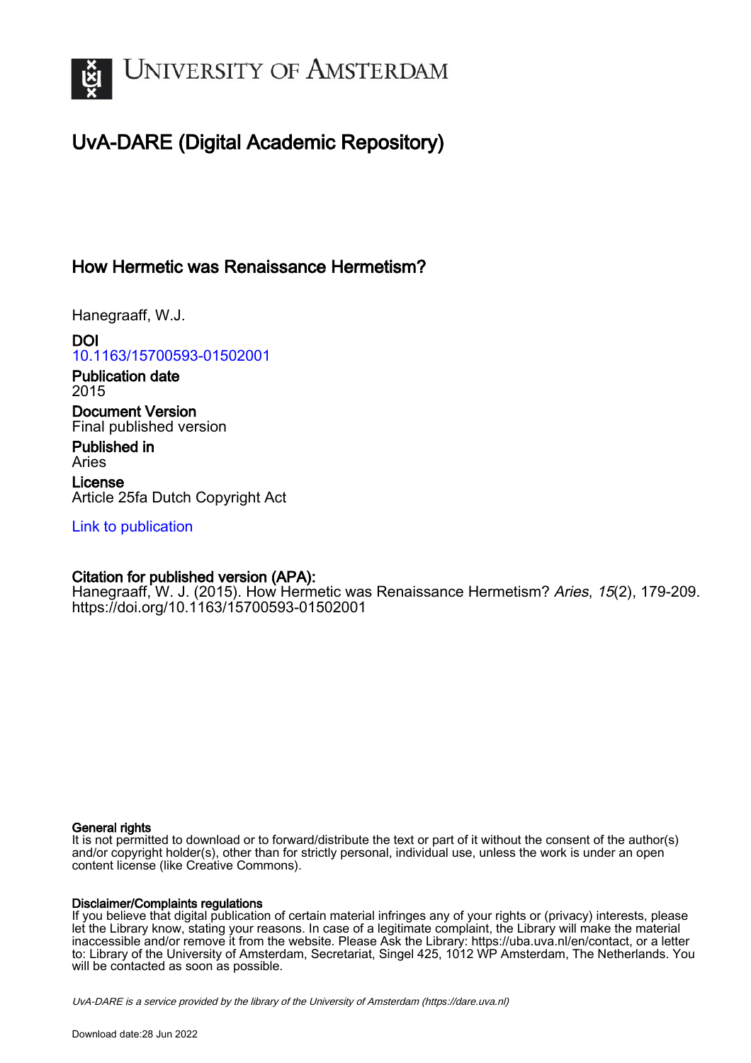# UvA-DARE (Digital Academic Repository)

## How Hermetic was Renaissance Hermetism?

Hanegraaff, W.J.

**DOI**
10.1163/15700593-01502001

**Publication date**
2015

**Document Version**
Final published version

**Published in**
Aries

**License**
Article 25fa Dutch Copyright Act

Link to publication

**Citation for published version (APA):**
Hanegraaff, W. J. (2015). How Hermetic was Renaissance Hermetism? *Aries*, *15*(2), 179-209. https://doi.org/10.1163/15700593-01502001

**General rights**
It is not permitted to download or to forward/distribute the text or part of it without the consent of the author(s) and/or copyright holder(s), other than for strictly personal, individual use, unless the work is under an open content license (like Creative Commons).

**Disclaimer/Complaints regulations**
If you believe that digital publication of certain material infringes any of your rights or (privacy) interests, please let the Library know, stating your reasons. In case of a legitimate complaint, the Library will make the material inaccessible and/or remove it from the website. Please Ask the Library: https://uba.uva.nl/en/contact, or a letter to: Library of the University of Amsterdam, Secretariat, Singel 425, 1012 WP Amsterdam, The Netherlands. You will be contacted as soon as possible.

UvA-DARE is a service provided by the library of the University of Amsterdam (https://dare.uva.nl)

Download date:28 Jun 2022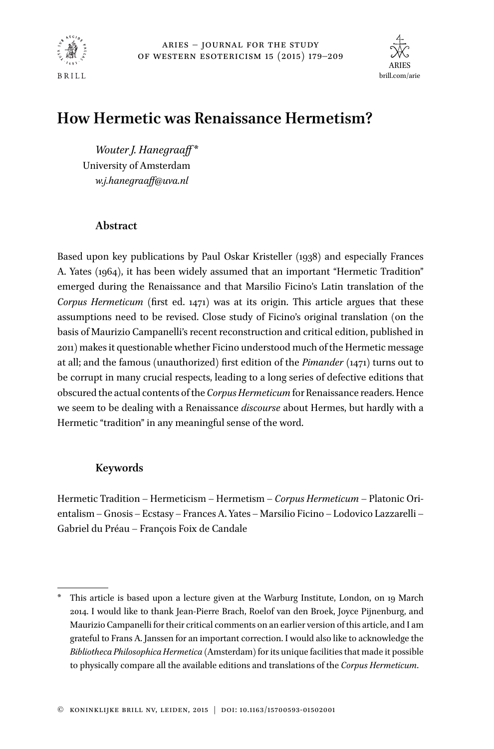# How Hermetic was Renaissance Hermetism?

*Wouter J. Hanegraaff* *
University of Amsterdam
*w.j.hanegraaff@uva.nl*

## Abstract

Based upon key publications by Paul Oskar Kristeller (1938) and especially Frances A. Yates (1964), it has been widely assumed that an important "Hermetic Tradition" emerged during the Renaissance and that Marsilio Ficino's Latin translation of the *Corpus Hermeticum* (first ed. 1471) was at its origin. This article argues that these assumptions need to be revised. Close study of Ficino's original translation (on the basis of Maurizio Campanelli's recent reconstruction and critical edition, published in 2011) makes it questionable whether Ficino understood much of the Hermetic message at all; and the famous (unauthorized) first edition of the *Pimander* (1471) turns out to be corrupt in many crucial respects, leading to a long series of defective editions that obscured the actual contents of the *Corpus Hermeticum* for Renaissance readers. Hence we seem to be dealing with a Renaissance *discourse* about Hermes, but hardly with a Hermetic "tradition" in any meaningful sense of the word.

## Keywords

Hermetic Tradition – Hermeticism – Hermetism – *Corpus Hermeticum* – Platonic Orientalism – Gnosis – Ecstasy – Frances A. Yates – Marsilio Ficino – Lodovico Lazzarelli – Gabriel du Préau – François Foix de Candale

---

\* This article is based upon a lecture given at the Warburg Institute, London, on 19 March 2014. I would like to thank Jean-Pierre Brach, Roelof van den Broek, Joyce Pijnenburg, and Maurizio Campanelli for their critical comments on an earlier version of this article, and I am grateful to Frans A. Janssen for an important correction. I would also like to acknowledge the *Bibliotheca Philosophica Hermetica* (Amsterdam) for its unique facilities that made it possible to physically compare all the available editions and translations of the *Corpus Hermeticum*.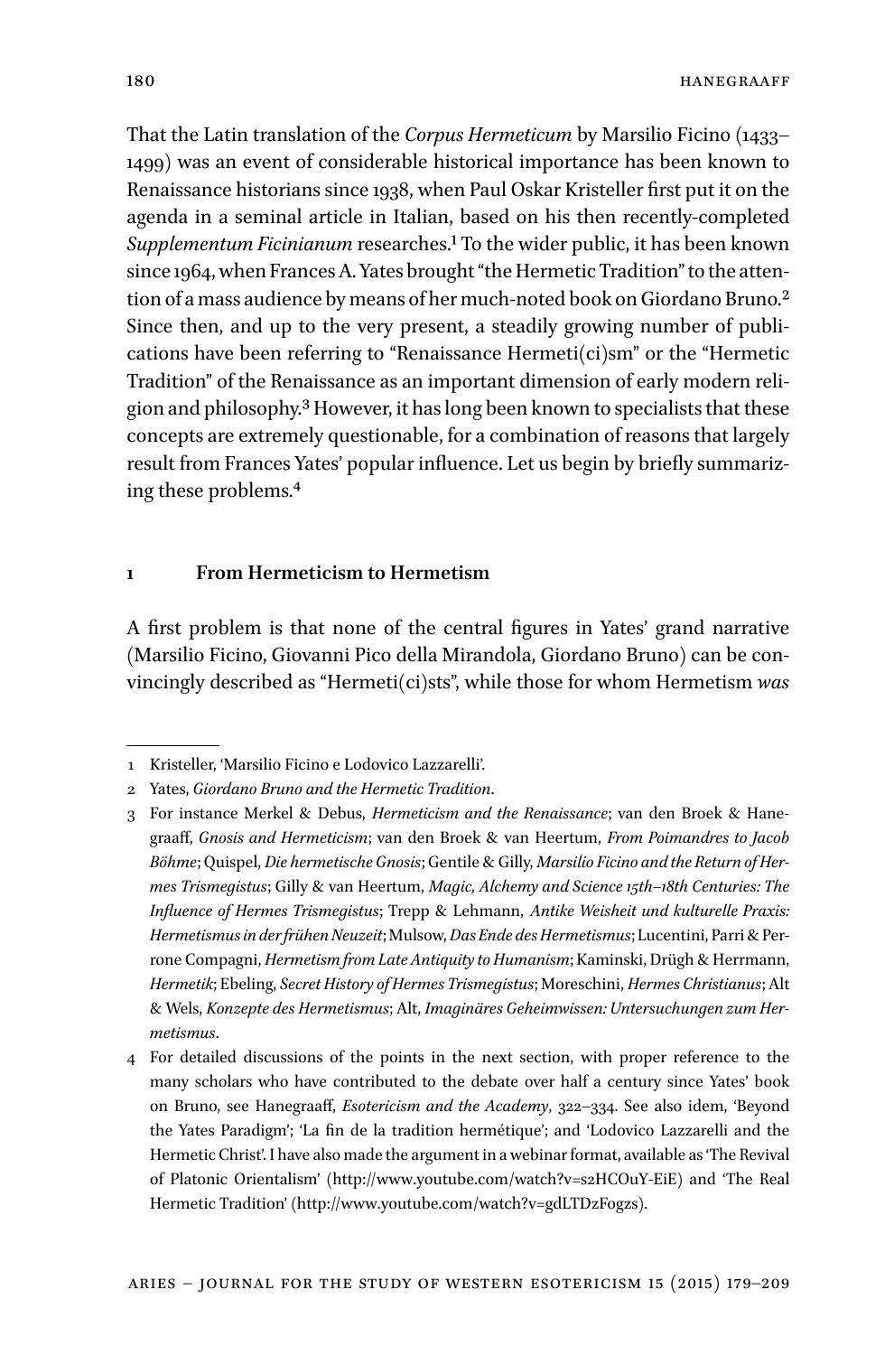That the Latin translation of the *Corpus Hermeticum* by Marsilio Ficino (1433–1499) was an event of considerable historical importance has been known to Renaissance historians since 1938, when Paul Oskar Kristeller first put it on the agenda in a seminal article in Italian, based on his then recently-completed *Supplementum Ficinianum* researches.[1] To the wider public, it has been known since 1964, when Frances A. Yates brought "the Hermetic Tradition" to the attention of a mass audience by means of her much-noted book on Giordano Bruno.[2] Since then, and up to the very present, a steadily growing number of publications have been referring to "Renaissance Hermeti(ci)sm" or the "Hermetic Tradition" of the Renaissance as an important dimension of early modern religion and philosophy.[3] However, it has long been known to specialists that these concepts are extremely questionable, for a combination of reasons that largely result from Frances Yates' popular influence. Let us begin by briefly summarizing these problems.[4]

## 1 From Hermeticism to Hermetism

A first problem is that none of the central figures in Yates' grand narrative (Marsilio Ficino, Giovanni Pico della Mirandola, Giordano Bruno) can be convincingly described as "Hermeti(ci)sts", while those for whom Hermetism *was*

---

1 Kristeller, 'Marsilio Ficino e Lodovico Lazzarelli'.

2 Yates, *Giordano Bruno and the Hermetic Tradition*.

3 For instance Merkel & Debus, *Hermeticism and the Renaissance*; van den Broek & Hanegraaff, *Gnosis and Hermeticism*; van den Broek & van Heertum, *From Poimandres to Jacob Böhme*; Quispel, *Die hermetische Gnosis*; Gentile & Gilly, *Marsilio Ficino and the Return of Hermes Trismegistus*; Gilly & van Heertum, *Magic, Alchemy and Science 15th–18th Centuries: The Influence of Hermes Trismegistus*; Trepp & Lehmann, *Antike Weisheit und kulturelle Praxis: Hermetismus in der frühen Neuzeit*; Mulsow, *Das Ende des Hermetismus*; Lucentini, Parri & Perrone Compagni, *Hermetism from Late Antiquity to Humanism*; Kaminski, Drügh & Herrmann, *Hermetik*; Ebeling, *Secret History of Hermes Trismegistus*; Moreschini, *Hermes Christianus*; Alt & Wels, *Konzepte des Hermetismus*; Alt, *Imaginäres Geheimwissen: Untersuchungen zum Hermetismus*.

4 For detailed discussions of the points in the next section, with proper reference to the many scholars who have contributed to the debate over half a century since Yates' book on Bruno, see Hanegraaff, *Esotericism and the Academy*, 322–334. See also idem, 'Beyond the Yates Paradigm'; 'La fin de la tradition hermétique'; and 'Lodovico Lazzarelli and the Hermetic Christ'. I have also made the argument in a webinar format, available as 'The Revival of Platonic Orientalism' (http://www.youtube.com/watch?v=s2HCOuY-EiE) and 'The Real Hermetic Tradition' (http://www.youtube.com/watch?v=gdLTDzFogzs).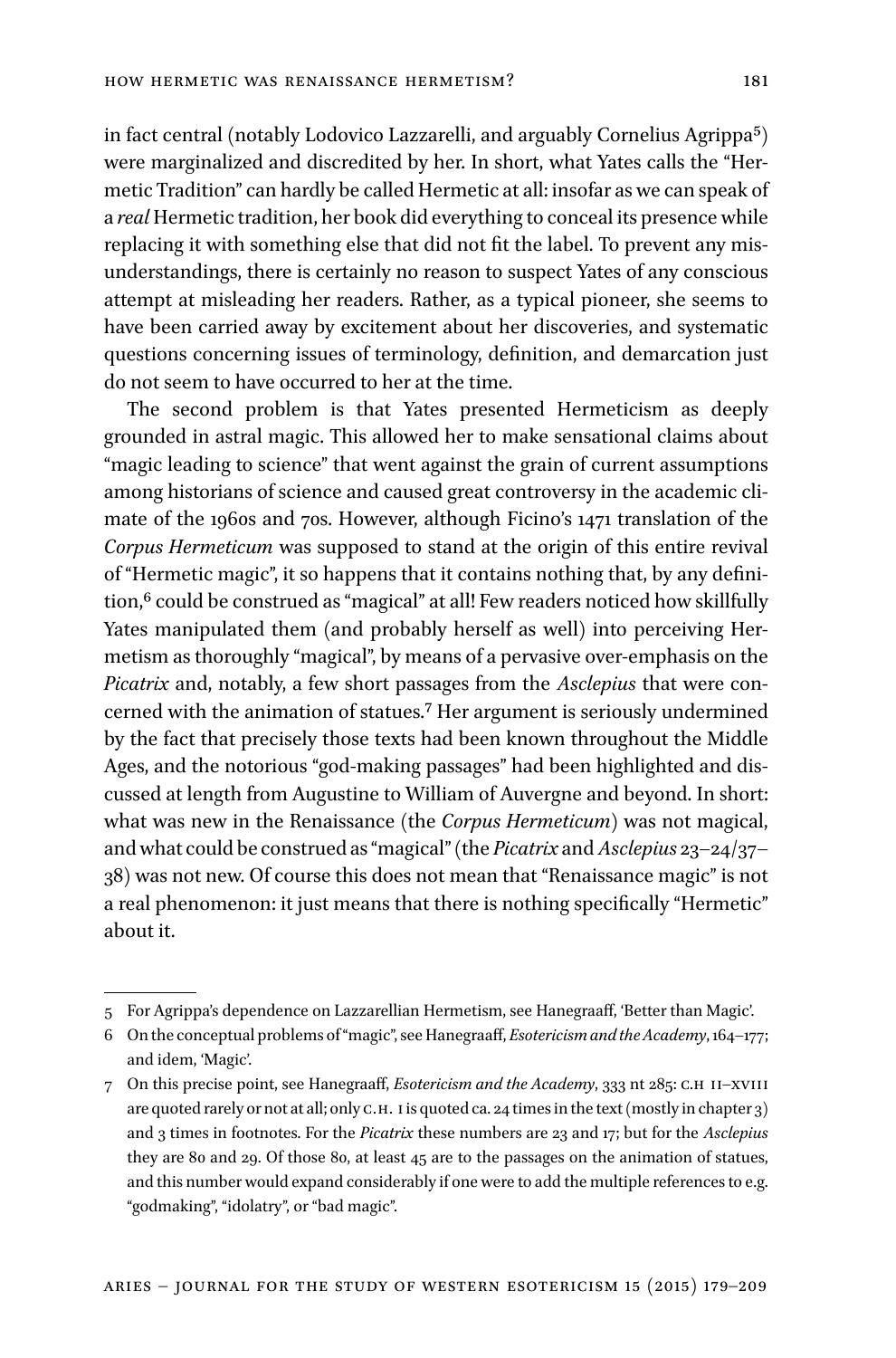in fact central (notably Lodovico Lazzarelli, and arguably Cornelius Agrippa[5]) were marginalized and discredited by her. In short, what Yates calls the "Hermetic Tradition" can hardly be called Hermetic at all: insofar as we can speak of a *real* Hermetic tradition, her book did everything to conceal its presence while replacing it with something else that did not fit the label. To prevent any misunderstandings, there is certainly no reason to suspect Yates of any conscious attempt at misleading her readers. Rather, as a typical pioneer, she seems to have been carried away by excitement about her discoveries, and systematic questions concerning issues of terminology, definition, and demarcation just do not seem to have occurred to her at the time.

The second problem is that Yates presented Hermeticism as deeply grounded in astral magic. This allowed her to make sensational claims about "magic leading to science" that went against the grain of current assumptions among historians of science and caused great controversy in the academic climate of the 1960s and 70s. However, although Ficino's 1471 translation of the *Corpus Hermeticum* was supposed to stand at the origin of this entire revival of "Hermetic magic", it so happens that it contains nothing that, by any definition,[6] could be construed as "magical" at all! Few readers noticed how skillfully Yates manipulated them (and probably herself as well) into perceiving Hermetism as thoroughly "magical", by means of a pervasive over-emphasis on the *Picatrix* and, notably, a few short passages from the *Asclepius* that were concerned with the animation of statues.[7] Her argument is seriously undermined by the fact that precisely those texts had been known throughout the Middle Ages, and the notorious "god-making passages" had been highlighted and discussed at length from Augustine to William of Auvergne and beyond. In short: what was new in the Renaissance (the *Corpus Hermeticum*) was not magical, and what could be construed as "magical" (the *Picatrix* and *Asclepius* 23–24/37–38) was not new. Of course this does not mean that "Renaissance magic" is not a real phenomenon: it just means that there is nothing specifically "Hermetic" about it.

---

5 For Agrippa's dependence on Lazzarellian Hermetism, see Hanegraaff, 'Better than Magic'.

6 On the conceptual problems of "magic", see Hanegraaff, *Esotericism and the Academy*, 164–177; and idem, 'Magic'.

7 On this precise point, see Hanegraaff, *Esotericism and the Academy*, 333 nt 285: C.H II–XVIII are quoted rarely or not at all; only C.H. I is quoted ca. 24 times in the text (mostly in chapter 3) and 3 times in footnotes. For the *Picatrix* these numbers are 23 and 17; but for the *Asclepius* they are 80 and 29. Of those 80, at least 45 are to the passages on the animation of statues, and this number would expand considerably if one were to add the multiple references to e.g. "godmaking", "idolatry", or "bad magic".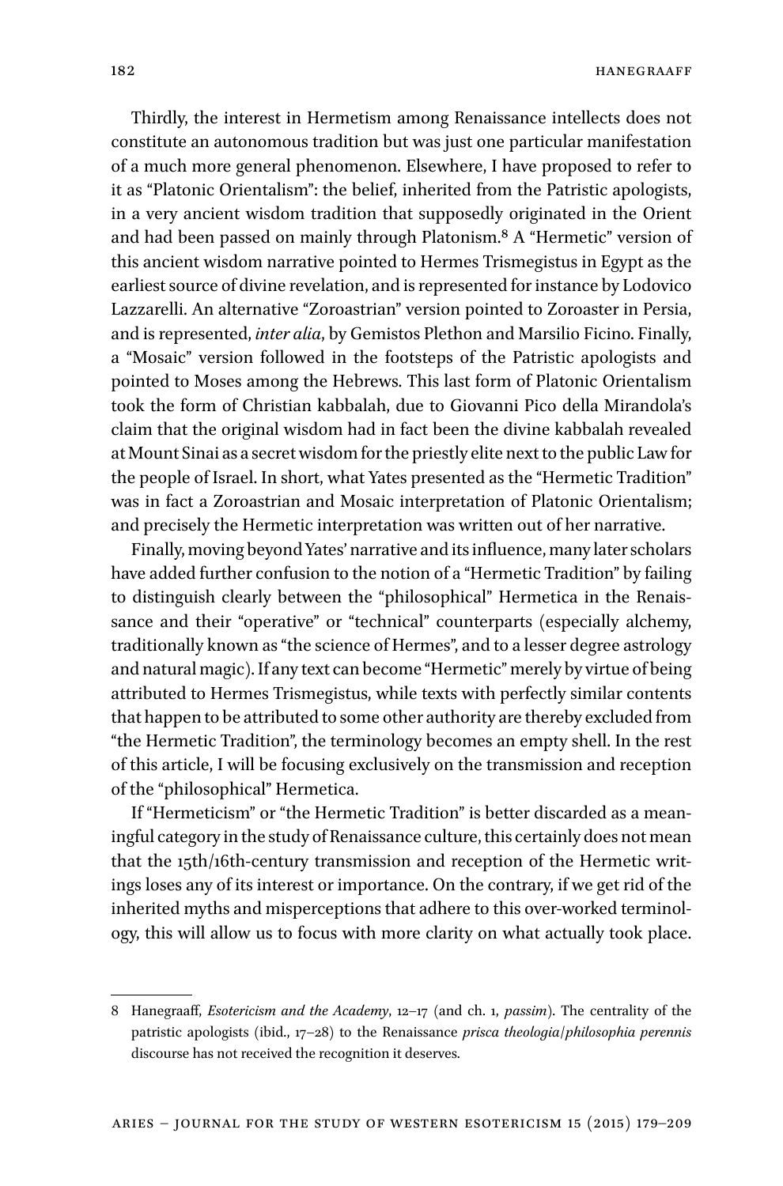Thirdly, the interest in Hermetism among Renaissance intellects does not constitute an autonomous tradition but was just one particular manifestation of a much more general phenomenon. Elsewhere, I have proposed to refer to it as "Platonic Orientalism": the belief, inherited from the Patristic apologists, in a very ancient wisdom tradition that supposedly originated in the Orient and had been passed on mainly through Platonism.[8] A "Hermetic" version of this ancient wisdom narrative pointed to Hermes Trismegistus in Egypt as the earliest source of divine revelation, and is represented for instance by Lodovico Lazzarelli. An alternative "Zoroastrian" version pointed to Zoroaster in Persia, and is represented, *inter alia*, by Gemistos Plethon and Marsilio Ficino. Finally, a "Mosaic" version followed in the footsteps of the Patristic apologists and pointed to Moses among the Hebrews. This last form of Platonic Orientalism took the form of Christian kabbalah, due to Giovanni Pico della Mirandola's claim that the original wisdom had in fact been the divine kabbalah revealed at Mount Sinai as a secret wisdom for the priestly elite next to the public Law for the people of Israel. In short, what Yates presented as the "Hermetic Tradition" was in fact a Zoroastrian and Mosaic interpretation of Platonic Orientalism; and precisely the Hermetic interpretation was written out of her narrative.

Finally, moving beyond Yates' narrative and its influence, many later scholars have added further confusion to the notion of a "Hermetic Tradition" by failing to distinguish clearly between the "philosophical" Hermetica in the Renaissance and their "operative" or "technical" counterparts (especially alchemy, traditionally known as "the science of Hermes", and to a lesser degree astrology and natural magic). If any text can become "Hermetic" merely by virtue of being attributed to Hermes Trismegistus, while texts with perfectly similar contents that happen to be attributed to some other authority are thereby excluded from "the Hermetic Tradition", the terminology becomes an empty shell. In the rest of this article, I will be focusing exclusively on the transmission and reception of the "philosophical" Hermetica.

If "Hermeticism" or "the Hermetic Tradition" is better discarded as a meaningful category in the study of Renaissance culture, this certainly does not mean that the 15th/16th-century transmission and reception of the Hermetic writings loses any of its interest or importance. On the contrary, if we get rid of the inherited myths and misperceptions that adhere to this over-worked terminology, this will allow us to focus with more clarity on what actually took place.

---

8 Hanegraaff, *Esotericism and the Academy*, 12–17 (and ch. 1, *passim*). The centrality of the patristic apologists (ibid., 17–28) to the Renaissance *prisca theologia*/*philosophia perennis* discourse has not received the recognition it deserves.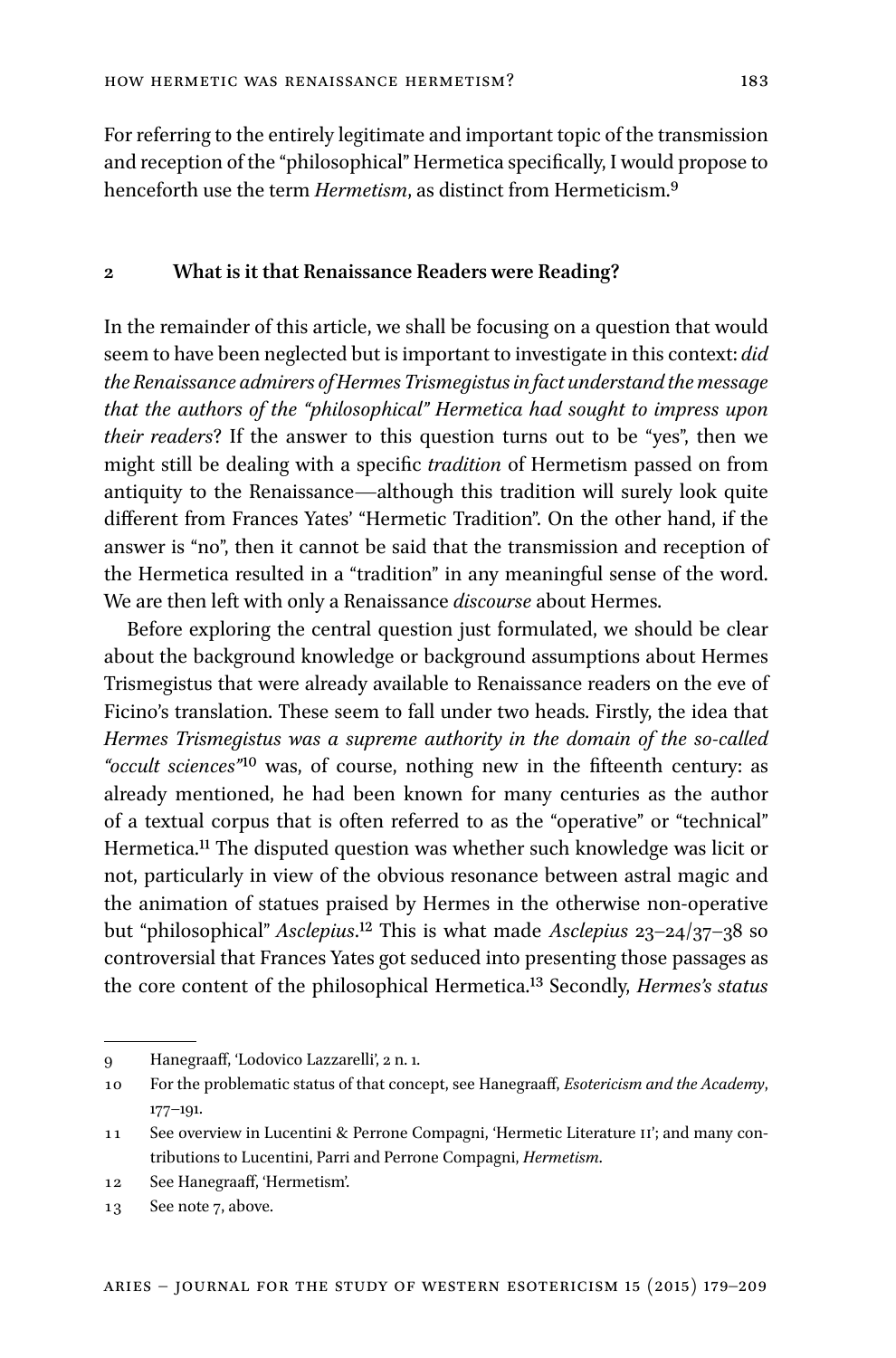For referring to the entirely legitimate and important topic of the transmission and reception of the "philosophical" Hermetica specifically, I would propose to henceforth use the term *Hermetism*, as distinct from Hermeticism.[9]

## 2 What is it that Renaissance Readers were Reading?

In the remainder of this article, we shall be focusing on a question that would seem to have been neglected but is important to investigate in this context: *did the Renaissance admirers of Hermes Trismegistus in fact understand the message that the authors of the "philosophical" Hermetica had sought to impress upon their readers*? If the answer to this question turns out to be "yes", then we might still be dealing with a specific *tradition* of Hermetism passed on from antiquity to the Renaissance—although this tradition will surely look quite different from Frances Yates' "Hermetic Tradition". On the other hand, if the answer is "no", then it cannot be said that the transmission and reception of the Hermetica resulted in a "tradition" in any meaningful sense of the word. We are then left with only a Renaissance *discourse* about Hermes.

Before exploring the central question just formulated, we should be clear about the background knowledge or background assumptions about Hermes Trismegistus that were already available to Renaissance readers on the eve of Ficino's translation. These seem to fall under two heads. Firstly, the idea that *Hermes Trismegistus was a supreme authority in the domain of the so-called "occult sciences"*[10] was, of course, nothing new in the fifteenth century: as already mentioned, he had been known for many centuries as the author of a textual corpus that is often referred to as the "operative" or "technical" Hermetica.[11] The disputed question was whether such knowledge was licit or not, particularly in view of the obvious resonance between astral magic and the animation of statues praised by Hermes in the otherwise non-operative but "philosophical" *Asclepius*.[12] This is what made *Asclepius* 23–24/37–38 so controversial that Frances Yates got seduced into presenting those passages as the core content of the philosophical Hermetica.[13] Secondly, *Hermes's status*

---

9 Hanegraaff, 'Lodovico Lazzarelli', 2 n. 1.

10 For the problematic status of that concept, see Hanegraaff, *Esotericism and the Academy*, 177–191.

11 See overview in Lucentini & Perrone Compagni, 'Hermetic Literature II'; and many contributions to Lucentini, Parri and Perrone Compagni, *Hermetism*.

12 See Hanegraaff, 'Hermetism'.

13 See note 7, above.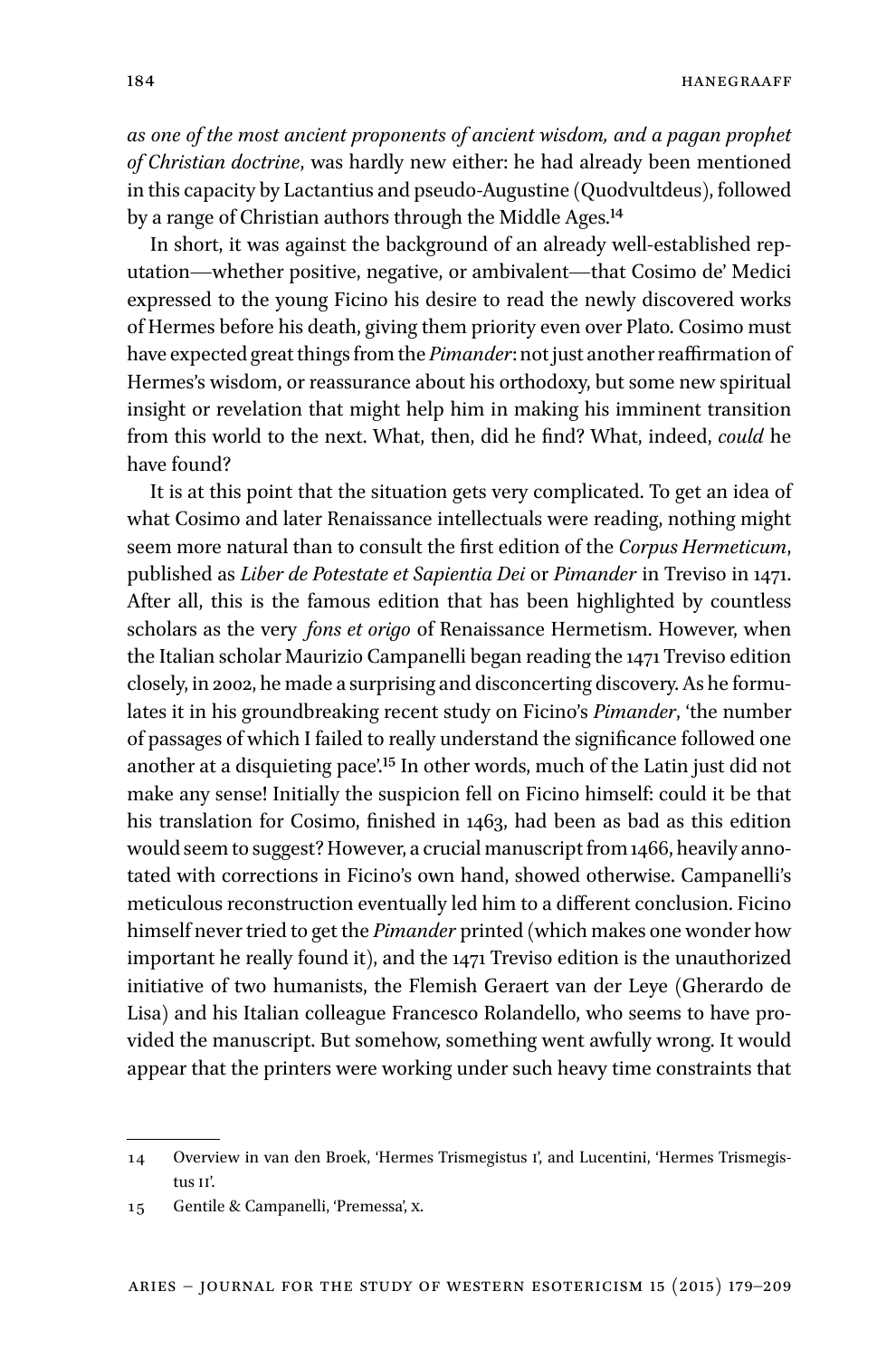*as one of the most ancient proponents of ancient wisdom, and a pagan prophet of Christian doctrine*, was hardly new either: he had already been mentioned in this capacity by Lactantius and pseudo-Augustine (Quodvultdeus), followed by a range of Christian authors through the Middle Ages.[14]

In short, it was against the background of an already well-established reputation—whether positive, negative, or ambivalent—that Cosimo de' Medici expressed to the young Ficino his desire to read the newly discovered works of Hermes before his death, giving them priority even over Plato. Cosimo must have expected great things from the *Pimander*: not just another reaffirmation of Hermes's wisdom, or reassurance about his orthodoxy, but some new spiritual insight or revelation that might help him in making his imminent transition from this world to the next. What, then, did he find? What, indeed, *could* he have found?

It is at this point that the situation gets very complicated. To get an idea of what Cosimo and later Renaissance intellectuals were reading, nothing might seem more natural than to consult the first edition of the *Corpus Hermeticum*, published as *Liber de Potestate et Sapientia Dei* or *Pimander* in Treviso in 1471. After all, this is the famous edition that has been highlighted by countless scholars as the very *fons et origo* of Renaissance Hermetism. However, when the Italian scholar Maurizio Campanelli began reading the 1471 Treviso edition closely, in 2002, he made a surprising and disconcerting discovery. As he formulates it in his groundbreaking recent study on Ficino's *Pimander*, 'the number of passages of which I failed to really understand the significance followed one another at a disquieting pace'.[15] In other words, much of the Latin just did not make any sense! Initially the suspicion fell on Ficino himself: could it be that his translation for Cosimo, finished in 1463, had been as bad as this edition would seem to suggest? However, a crucial manuscript from 1466, heavily annotated with corrections in Ficino's own hand, showed otherwise. Campanelli's meticulous reconstruction eventually led him to a different conclusion. Ficino himself never tried to get the *Pimander* printed (which makes one wonder how important he really found it), and the 1471 Treviso edition is the unauthorized initiative of two humanists, the Flemish Geraert van der Leye (Gherardo de Lisa) and his Italian colleague Francesco Rolandello, who seems to have provided the manuscript. But somehow, something went awfully wrong. It would appear that the printers were working under such heavy time constraints that

---

14 Overview in van den Broek, 'Hermes Trismegistus I', and Lucentini, 'Hermes Trismegistus II'.

15 Gentile & Campanelli, 'Premessa', x.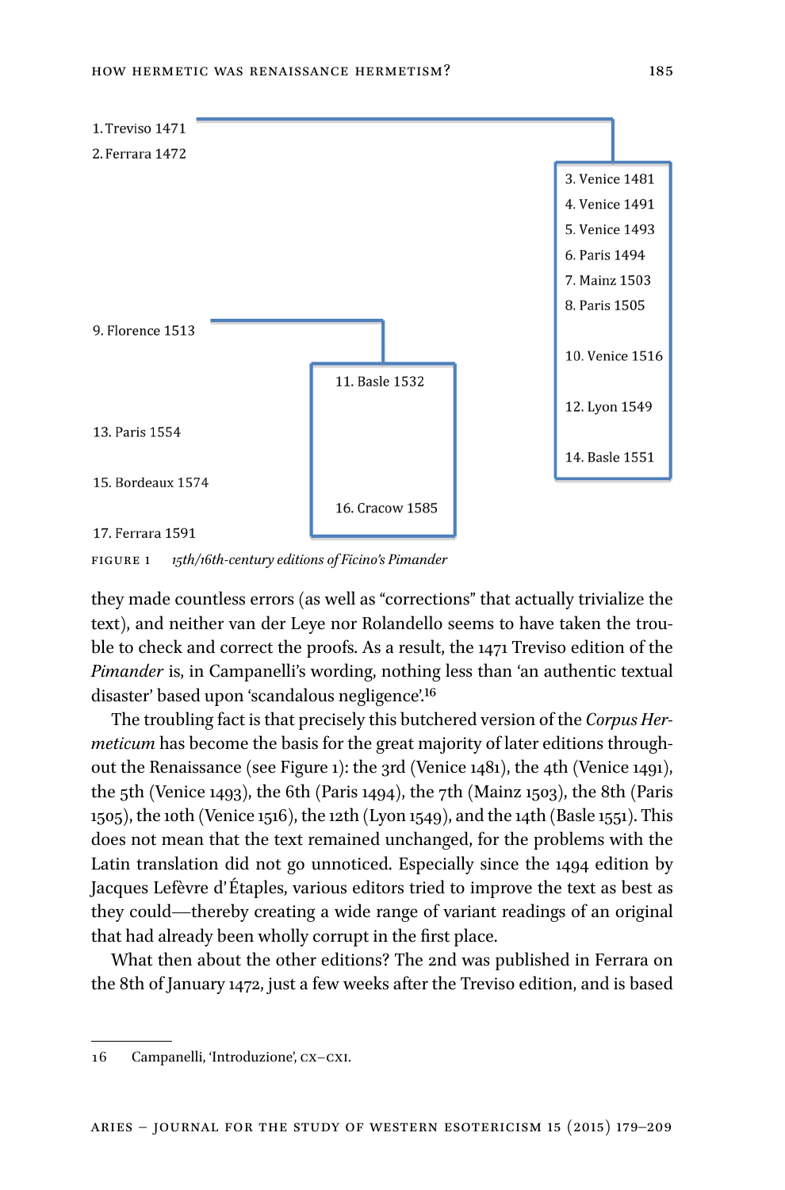1. Treviso 1471
2. Ferrara 1472
3. Venice 1481
4. Venice 1491
5. Venice 1493
6. Paris 1494
7. Mainz 1503
8. Paris 1505
9. Florence 1513
10. Venice 1516
11. Basle 1532
12. Lyon 1549
13. Paris 1554
14. Basle 1551
15. Bordeaux 1574
16. Cracow 1585
17. Ferrara 1591

FIGURE 1 *15th/16th-century editions of Ficino's Pimander*

they made countless errors (as well as "corrections" that actually trivialize the text), and neither van der Leye nor Rolandello seems to have taken the trouble to check and correct the proofs. As a result, the 1471 Treviso edition of the *Pimander* is, in Campanelli's wording, nothing less than 'an authentic textual disaster' based upon 'scandalous negligence'.[16]

The troubling fact is that precisely this butchered version of the *Corpus Hermeticum* has become the basis for the great majority of later editions throughout the Renaissance (see Figure 1): the 3rd (Venice 1481), the 4th (Venice 1491), the 5th (Venice 1493), the 6th (Paris 1494), the 7th (Mainz 1503), the 8th (Paris 1505), the 10th (Venice 1516), the 12th (Lyon 1549), and the 14th (Basle 1551). This does not mean that the text remained unchanged, for the problems with the Latin translation did not go unnoticed. Especially since the 1494 edition by Jacques Lefèvre d'Étaples, various editors tried to improve the text as best as they could—thereby creating a wide range of variant readings of an original that had already been wholly corrupt in the first place.

What then about the other editions? The 2nd was published in Ferrara on the 8th of January 1472, just a few weeks after the Treviso edition, and is based

16 Campanelli, 'Introduzione', CX–CXI.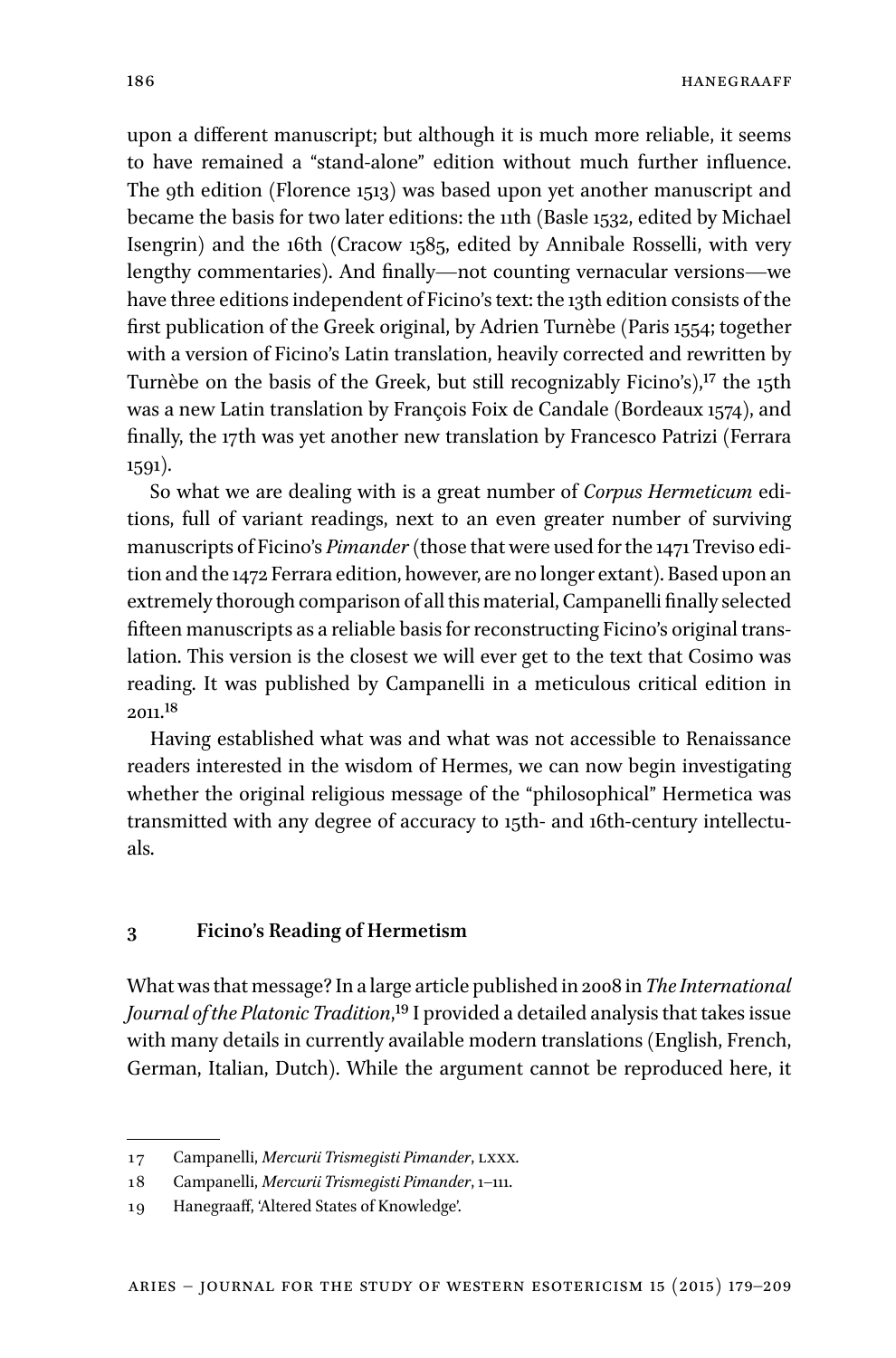upon a different manuscript; but although it is much more reliable, it seems to have remained a "stand-alone" edition without much further influence. The 9th edition (Florence 1513) was based upon yet another manuscript and became the basis for two later editions: the 11th (Basle 1532, edited by Michael Isengrin) and the 16th (Cracow 1585, edited by Annibale Rosselli, with very lengthy commentaries). And finally—not counting vernacular versions—we have three editions independent of Ficino's text: the 13th edition consists of the first publication of the Greek original, by Adrien Turnèbe (Paris 1554; together with a version of Ficino's Latin translation, heavily corrected and rewritten by Turnèbe on the basis of the Greek, but still recognizably Ficino's),[17] the 15th was a new Latin translation by François Foix de Candale (Bordeaux 1574), and finally, the 17th was yet another new translation by Francesco Patrizi (Ferrara 1591).

So what we are dealing with is a great number of *Corpus Hermeticum* editions, full of variant readings, next to an even greater number of surviving manuscripts of Ficino's *Pimander* (those that were used for the 1471 Treviso edition and the 1472 Ferrara edition, however, are no longer extant). Based upon an extremely thorough comparison of all this material, Campanelli finally selected fifteen manuscripts as a reliable basis for reconstructing Ficino's original translation. This version is the closest we will ever get to the text that Cosimo was reading. It was published by Campanelli in a meticulous critical edition in 2011.[18]

Having established what was and what was not accessible to Renaissance readers interested in the wisdom of Hermes, we can now begin investigating whether the original religious message of the "philosophical" Hermetica was transmitted with any degree of accuracy to 15th- and 16th-century intellectuals.

## 3 Ficino's Reading of Hermetism

What was that message? In a large article published in 2008 in *The International Journal of the Platonic Tradition*,[19] I provided a detailed analysis that takes issue with many details in currently available modern translations (English, French, German, Italian, Dutch). While the argument cannot be reproduced here, it

---

17 Campanelli, *Mercurii Trismegisti Pimander*, LXXX.

18 Campanelli, *Mercurii Trismegisti Pimander*, 1–111.

19 Hanegraaff, 'Altered States of Knowledge'.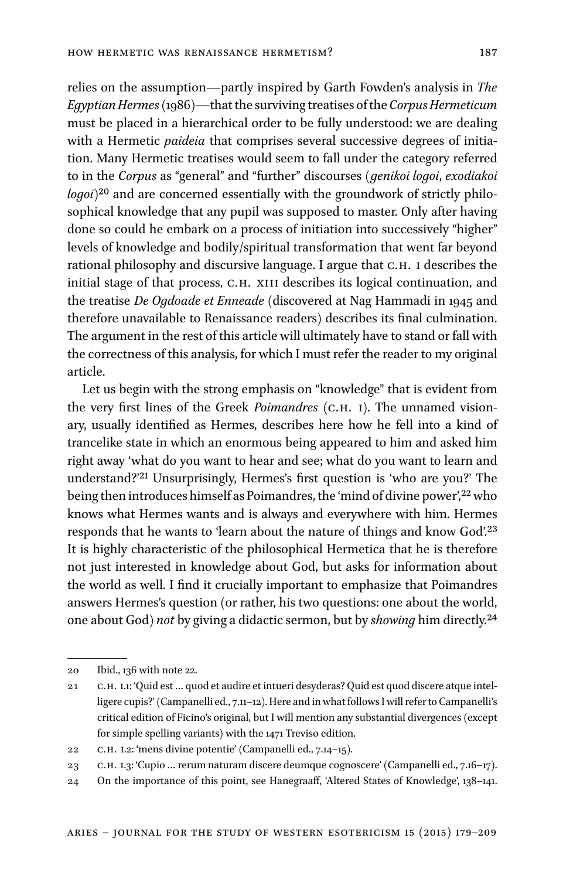relies on the assumption—partly inspired by Garth Fowden's analysis in *The Egyptian Hermes* (1986)—that the surviving treatises of the *Corpus Hermeticum* must be placed in a hierarchical order to be fully understood: we are dealing with a Hermetic *paideia* that comprises several successive degrees of initiation. Many Hermetic treatises would seem to fall under the category referred to in the *Corpus* as "general" and "further" discourses (*genikoi logoi*, *exodiakoi logoi*)[20] and are concerned essentially with the groundwork of strictly philosophical knowledge that any pupil was supposed to master. Only after having done so could he embark on a process of initiation into successively "higher" levels of knowledge and bodily/spiritual transformation that went far beyond rational philosophy and discursive language. I argue that C.H. I describes the initial stage of that process, C.H. XIII describes its logical continuation, and the treatise *De Ogdoade et Enneade* (discovered at Nag Hammadi in 1945 and therefore unavailable to Renaissance readers) describes its final culmination. The argument in the rest of this article will ultimately have to stand or fall with the correctness of this analysis, for which I must refer the reader to my original article.

Let us begin with the strong emphasis on "knowledge" that is evident from the very first lines of the Greek *Poimandres* (C.H. I). The unnamed visionary, usually identified as Hermes, describes here how he fell into a kind of trancelike state in which an enormous being appeared to him and asked him right away 'what do you want to hear and see; what do you want to learn and understand?'[21] Unsurprisingly, Hermes's first question is 'who are you?' The being then introduces himself as Poimandres, the 'mind of divine power',[22] who knows what Hermes wants and is always and everywhere with him. Hermes responds that he wants to 'learn about the nature of things and know God'.[23] It is highly characteristic of the philosophical Hermetica that he is therefore not just interested in knowledge about God, but asks for information about the world as well. I find it crucially important to emphasize that Poimandres answers Hermes's question (or rather, his two questions: one about the world, one about God) *not* by giving a didactic sermon, but by *showing* him directly.[24]

---

20 Ibid., 136 with note 22.

21 C.H. I.1: 'Quid est ... quod et audire et intueri desyderas? Quid est quod discere atque intelligere cupis?' (Campanelli ed., 7.11–12). Here and in what follows I will refer to Campanelli's critical edition of Ficino's original, but I will mention any substantial divergences (except for simple spelling variants) with the 1471 Treviso edition.

22 C.H. I.2: 'mens divine potentie' (Campanelli ed., 7.14–15).

23 C.H. I.3: 'Cupio ... rerum naturam discere deumque cognoscere' (Campanelli ed., 7.16–17).

24 On the importance of this point, see Hanegraaff, 'Altered States of Knowledge', 138–141.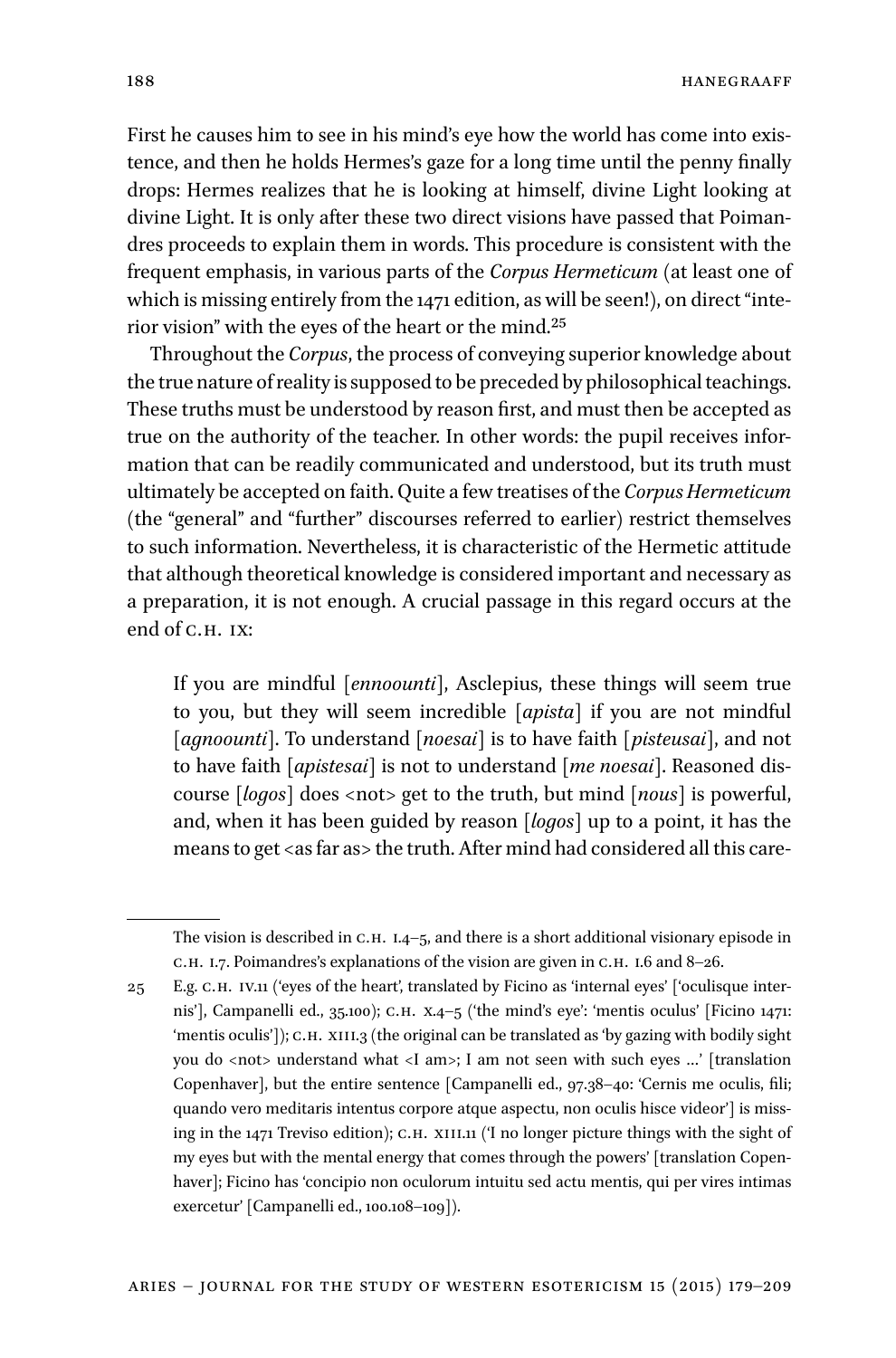First he causes him to see in his mind's eye how the world has come into existence, and then he holds Hermes's gaze for a long time until the penny finally drops: Hermes realizes that he is looking at himself, divine Light looking at divine Light. It is only after these two direct visions have passed that Poimandres proceeds to explain them in words. This procedure is consistent with the frequent emphasis, in various parts of the *Corpus Hermeticum* (at least one of which is missing entirely from the 1471 edition, as will be seen!), on direct "interior vision" with the eyes of the heart or the mind.[25]

Throughout the *Corpus*, the process of conveying superior knowledge about the true nature of reality is supposed to be preceded by philosophical teachings. These truths must be understood by reason first, and must then be accepted as true on the authority of the teacher. In other words: the pupil receives information that can be readily communicated and understood, but its truth must ultimately be accepted on faith. Quite a few treatises of the *Corpus Hermeticum* (the "general" and "further" discourses referred to earlier) restrict themselves to such information. Nevertheless, it is characteristic of the Hermetic attitude that although theoretical knowledge is considered important and necessary as a preparation, it is not enough. A crucial passage in this regard occurs at the end of C.H. IX:

> If you are mindful [*ennoounti*], Asclepius, these things will seem true to you, but they will seem incredible [*apista*] if you are not mindful [*agnoounti*]. To understand [*noesai*] is to have faith [*pisteusai*], and not to have faith [*apistesai*] is not to understand [*me noesai*]. Reasoned discourse [*logos*] does <not> get to the truth, but mind [*nous*] is powerful, and, when it has been guided by reason [*logos*] up to a point, it has the means to get <as far as> the truth. After mind had considered all this care-

---

The vision is described in C.H. I.4–5, and there is a short additional visionary episode in C.H. I.7. Poimandres's explanations of the vision are given in C.H. I.6 and 8–26.

25 E.g. C.H. IV.11 ('eyes of the heart', translated by Ficino as 'internal eyes' ['oculisque internis'], Campanelli ed., 35.100); C.H. X.4–5 ('the mind's eye': 'mentis oculus' [Ficino 1471: 'mentis oculis']); C.H. XIII.3 (the original can be translated as 'by gazing with bodily sight you do <not> understand what <I am>; I am not seen with such eyes …' [translation Copenhaver], but the entire sentence [Campanelli ed., 97.38–40: 'Cernis me oculis, fili; quando vero meditaris intentus corpore atque aspectu, non oculis hisce videor'] is missing in the 1471 Treviso edition); C.H. XIII.11 ('I no longer picture things with the sight of my eyes but with the mental energy that comes through the powers' [translation Copenhaver]; Ficino has 'concipio non oculorum intuitu sed actu mentis, qui per vires intimas exercetur' [Campanelli ed., 100.108–109]).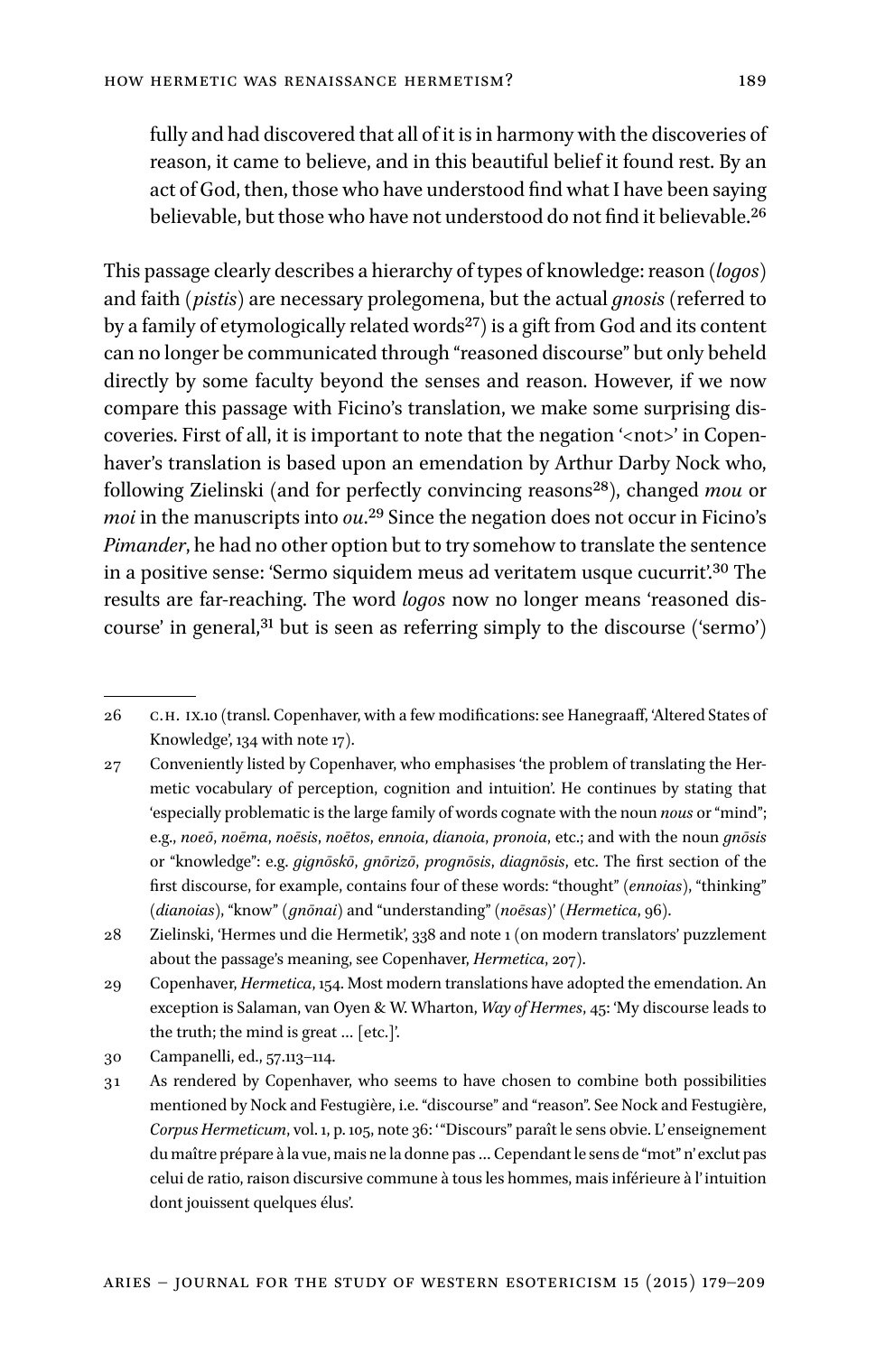fully and had discovered that all of it is in harmony with the discoveries of reason, it came to believe, and in this beautiful belief it found rest. By an act of God, then, those who have understood find what I have been saying believable, but those who have not understood do not find it believable.[26]

This passage clearly describes a hierarchy of types of knowledge: reason (*logos*) and faith (*pistis*) are necessary prolegomena, but the actual *gnosis* (referred to by a family of etymologically related words[27]) is a gift from God and its content can no longer be communicated through "reasoned discourse" but only beheld directly by some faculty beyond the senses and reason. However, if we now compare this passage with Ficino's translation, we make some surprising discoveries. First of all, it is important to note that the negation '<not>' in Copenhaver's translation is based upon an emendation by Arthur Darby Nock who, following Zielinski (and for perfectly convincing reasons[28]), changed *mou* or *moi* in the manuscripts into *ou*.[29] Since the negation does not occur in Ficino's *Pimander*, he had no other option but to try somehow to translate the sentence in a positive sense: 'Sermo siquidem meus ad veritatem usque cucurrit'.[30] The results are far-reaching. The word *logos* now no longer means 'reasoned discourse' in general,[31] but is seen as referring simply to the discourse ('sermo')

---

26 C.H. IX.10 (transl. Copenhaver, with a few modifications: see Hanegraaff, 'Altered States of Knowledge', 134 with note 17).

27 Conveniently listed by Copenhaver, who emphasises 'the problem of translating the Hermetic vocabulary of perception, cognition and intuition'. He continues by stating that 'especially problematic is the large family of words cognate with the noun *nous* or "mind"; e.g., *noeō*, *noēma*, *noēsis*, *noētos*, *ennoia*, *dianoia*, *pronoia*, etc.; and with the noun *gnōsis* or "knowledge": e.g. *gignōskō*, *gnōrizō*, *prognōsis*, *diagnōsis*, etc. The first section of the first discourse, for example, contains four of these words: "thought" (*ennoias*), "thinking" (*dianoias*), "know" (*gnōnai*) and "understanding" (*noēsas*)' (*Hermetica*, 96).

28 Zielinski, 'Hermes und die Hermetik', 338 and note 1 (on modern translators' puzzlement about the passage's meaning, see Copenhaver, *Hermetica*, 207).

29 Copenhaver, *Hermetica*, 154. Most modern translations have adopted the emendation. An exception is Salaman, van Oyen & W. Wharton, *Way of Hermes*, 45: 'My discourse leads to the truth; the mind is great … [etc.]'.

30 Campanelli, ed., 57.113–114.

31 As rendered by Copenhaver, who seems to have chosen to combine both possibilities mentioned by Nock and Festugière, i.e. "discourse" and "reason". See Nock and Festugière, *Corpus Hermeticum*, vol. 1, p. 105, note 36: '"Discours" paraît le sens obvie. L'enseignement du maître prépare à la vue, mais ne la donne pas … Cependant le sens de "mot" n'exclut pas celui de ratio, raison discursive commune à tous les hommes, mais inférieure à l'intuition dont jouissent quelques élus'.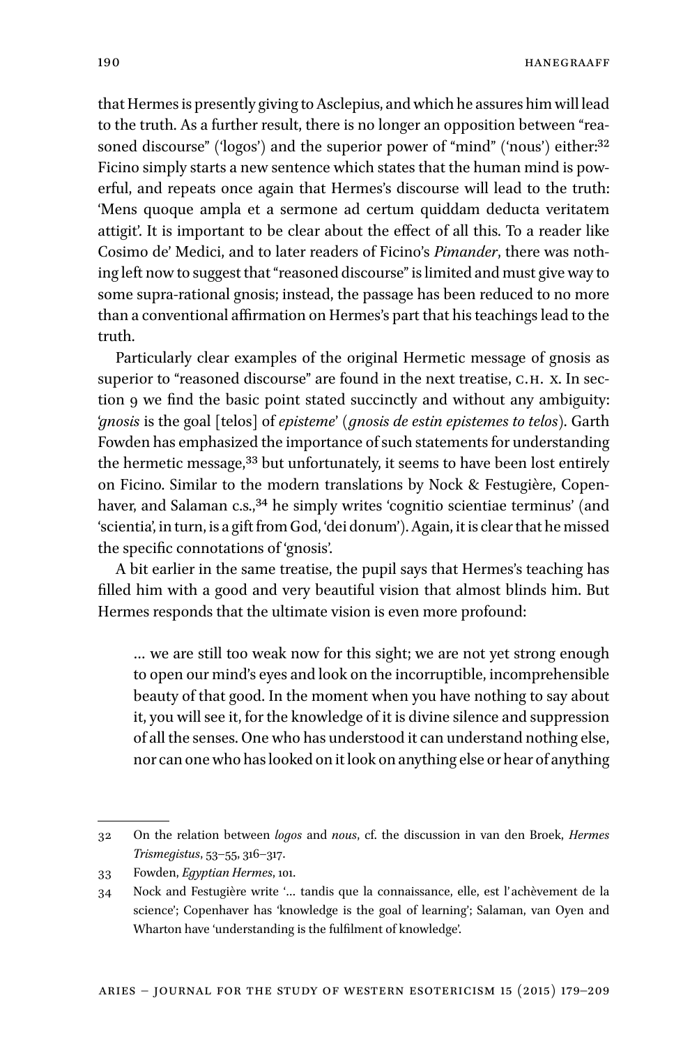that Hermes is presently giving to Asclepius, and which he assures him will lead to the truth. As a further result, there is no longer an opposition between "reasoned discourse" ('logos') and the superior power of "mind" ('nous') either:[32] Ficino simply starts a new sentence which states that the human mind is powerful, and repeats once again that Hermes's discourse will lead to the truth: 'Mens quoque ampla et a sermone ad certum quiddam deducta veritatem attigit'. It is important to be clear about the effect of all this. To a reader like Cosimo de' Medici, and to later readers of Ficino's *Pimander*, there was nothing left now to suggest that "reasoned discourse" is limited and must give way to some supra-rational gnosis; instead, the passage has been reduced to no more than a conventional affirmation on Hermes's part that his teachings lead to the truth.

Particularly clear examples of the original Hermetic message of gnosis as superior to "reasoned discourse" are found in the next treatise, C.H. X. In section 9 we find the basic point stated succinctly and without any ambiguity: '*gnosis* is the goal [telos] of *episteme*' (*gnosis de estin epistemes to telos*). Garth Fowden has emphasized the importance of such statements for understanding the hermetic message,[33] but unfortunately, it seems to have been lost entirely on Ficino. Similar to the modern translations by Nock & Festugière, Copenhaver, and Salaman c.s.,[34] he simply writes 'cognitio scientiae terminus' (and 'scientia', in turn, is a gift from God, 'dei donum'). Again, it is clear that he missed the specific connotations of 'gnosis'.

A bit earlier in the same treatise, the pupil says that Hermes's teaching has filled him with a good and very beautiful vision that almost blinds him. But Hermes responds that the ultimate vision is even more profound:

> … we are still too weak now for this sight; we are not yet strong enough to open our mind's eyes and look on the incorruptible, incomprehensible beauty of that good. In the moment when you have nothing to say about it, you will see it, for the knowledge of it is divine silence and suppression of all the senses. One who has understood it can understand nothing else, nor can one who has looked on it look on anything else or hear of anything

---

32 On the relation between *logos* and *nous*, cf. the discussion in van den Broek, *Hermes Trismegistus*, 53–55, 316–317.

33 Fowden, *Egyptian Hermes*, 101.

34 Nock and Festugière write '… tandis que la connaissance, elle, est l'achèvement de la science'; Copenhaver has 'knowledge is the goal of learning'; Salaman, van Oyen and Wharton have 'understanding is the fulfilment of knowledge'.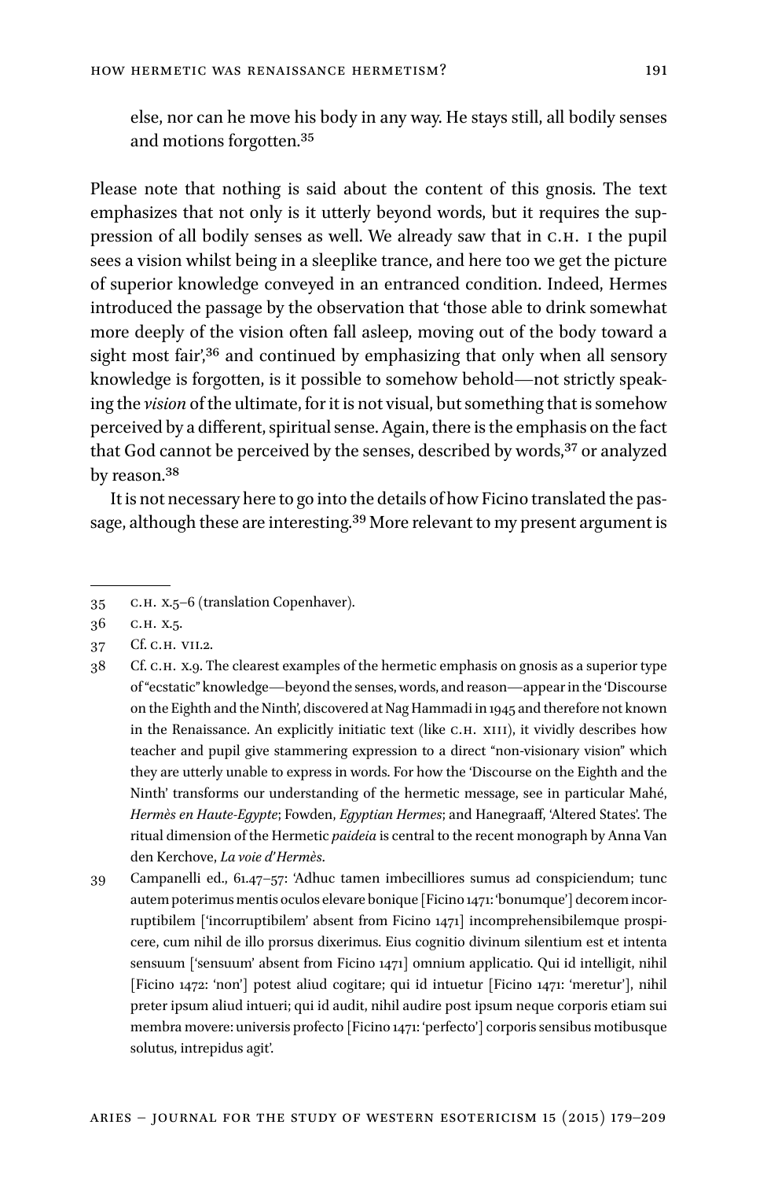else, nor can he move his body in any way. He stays still, all bodily senses and motions forgotten.[35]

Please note that nothing is said about the content of this gnosis. The text emphasizes that not only is it utterly beyond words, but it requires the suppression of all bodily senses as well. We already saw that in C.H. I the pupil sees a vision whilst being in a sleeplike trance, and here too we get the picture of superior knowledge conveyed in an entranced condition. Indeed, Hermes introduced the passage by the observation that 'those able to drink somewhat more deeply of the vision often fall asleep, moving out of the body toward a sight most fair',[36] and continued by emphasizing that only when all sensory knowledge is forgotten, is it possible to somehow behold—not strictly speaking the *vision* of the ultimate, for it is not visual, but something that is somehow perceived by a different, spiritual sense. Again, there is the emphasis on the fact that God cannot be perceived by the senses, described by words,[37] or analyzed by reason.[38]

It is not necessary here to go into the details of how Ficino translated the passage, although these are interesting.[39] More relevant to my present argument is

---

35 C.H. X.5–6 (translation Copenhaver).

36 C.H. X.5.

37 Cf. C.H. VII.2.

38 Cf. C.H. X.9. The clearest examples of the hermetic emphasis on gnosis as a superior type of "ecstatic" knowledge—beyond the senses, words, and reason—appear in the 'Discourse on the Eighth and the Ninth', discovered at Nag Hammadi in 1945 and therefore not known in the Renaissance. An explicitly initiatic text (like C.H. XIII), it vividly describes how teacher and pupil give stammering expression to a direct "non-visionary vision" which they are utterly unable to express in words. For how the 'Discourse on the Eighth and the Ninth' transforms our understanding of the hermetic message, see in particular Mahé, *Hermès en Haute-Egypte*; Fowden, *Egyptian Hermes*; and Hanegraaff, 'Altered States'. The ritual dimension of the Hermetic *paideia* is central to the recent monograph by Anna Van den Kerchove, *La voie d'Hermès*.

39 Campanelli ed., 61.47–57: 'Adhuc tamen imbecilliores sumus ad conspiciendum; tunc autem poterimus mentis oculos elevare bonique [Ficino 1471: 'bonumque'] decorem incorruptibilem ['incorruptibilem' absent from Ficino 1471] incomprehensibilemque prospicere, cum nihil de illo prorsus dixerimus. Eius cognitio divinum silentium est et intenta sensuum ['sensuum' absent from Ficino 1471] omnium applicatio. Qui id intelligit, nihil [Ficino 1472: 'non'] potest aliud cogitare; qui id intuetur [Ficino 1471: 'meretur'], nihil preter ipsum aliud intueri; qui id audit, nihil audire post ipsum neque corporis etiam sui membra movere: universis profecto [Ficino 1471: 'perfecto'] corporis sensibus motibusque solutus, intrepidus agit'.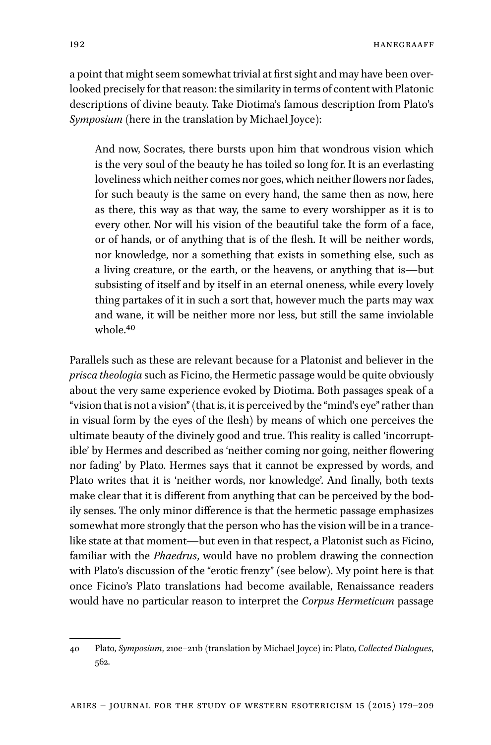a point that might seem somewhat trivial at first sight and may have been overlooked precisely for that reason: the similarity in terms of content with Platonic descriptions of divine beauty. Take Diotima's famous description from Plato's *Symposium* (here in the translation by Michael Joyce):

> And now, Socrates, there bursts upon him that wondrous vision which is the very soul of the beauty he has toiled so long for. It is an everlasting loveliness which neither comes nor goes, which neither flowers nor fades, for such beauty is the same on every hand, the same then as now, here as there, this way as that way, the same to every worshipper as it is to every other. Nor will his vision of the beautiful take the form of a face, or of hands, or of anything that is of the flesh. It will be neither words, nor knowledge, nor a something that exists in something else, such as a living creature, or the earth, or the heavens, or anything that is—but subsisting of itself and by itself in an eternal oneness, while every lovely thing partakes of it in such a sort that, however much the parts may wax and wane, it will be neither more nor less, but still the same inviolable whole.[40]

Parallels such as these are relevant because for a Platonist and believer in the *prisca theologia* such as Ficino, the Hermetic passage would be quite obviously about the very same experience evoked by Diotima. Both passages speak of a "vision that is not a vision" (that is, it is perceived by the "mind's eye" rather than in visual form by the eyes of the flesh) by means of which one perceives the ultimate beauty of the divinely good and true. This reality is called 'incorruptible' by Hermes and described as 'neither coming nor going, neither flowering nor fading' by Plato. Hermes says that it cannot be expressed by words, and Plato writes that it is 'neither words, nor knowledge'. And finally, both texts make clear that it is different from anything that can be perceived by the bodily senses. The only minor difference is that the hermetic passage emphasizes somewhat more strongly that the person who has the vision will be in a trance-like state at that moment—but even in that respect, a Platonist such as Ficino, familiar with the *Phaedrus*, would have no problem drawing the connection with Plato's discussion of the "erotic frenzy" (see below). My point here is that once Ficino's Plato translations had become available, Renaissance readers would have no particular reason to interpret the *Corpus Hermeticum* passage

---

40 Plato, *Symposium*, 210e–211b (translation by Michael Joyce) in: Plato, *Collected Dialogues*, 562.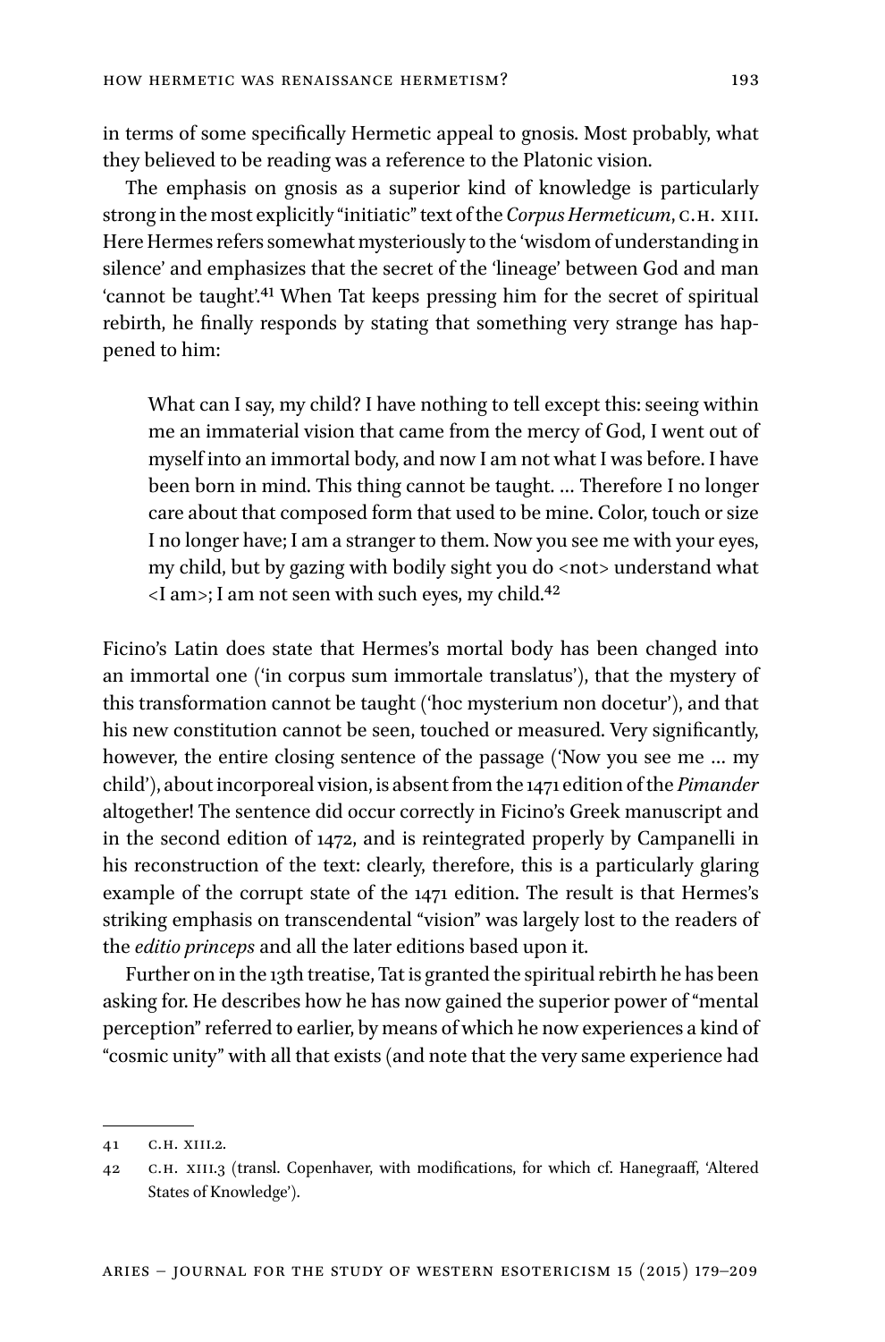in terms of some specifically Hermetic appeal to gnosis. Most probably, what they believed to be reading was a reference to the Platonic vision.

The emphasis on gnosis as a superior kind of knowledge is particularly strong in the most explicitly "initiatic" text of the *Corpus Hermeticum*, C.H. XIII. Here Hermes refers somewhat mysteriously to the 'wisdom of understanding in silence' and emphasizes that the secret of the 'lineage' between God and man 'cannot be taught'.[41] When Tat keeps pressing him for the secret of spiritual rebirth, he finally responds by stating that something very strange has happened to him:

> What can I say, my child? I have nothing to tell except this: seeing within me an immaterial vision that came from the mercy of God, I went out of myself into an immortal body, and now I am not what I was before. I have been born in mind. This thing cannot be taught. … Therefore I no longer care about that composed form that used to be mine. Color, touch or size I no longer have; I am a stranger to them. Now you see me with your eyes, my child, but by gazing with bodily sight you do <not> understand what <I am>; I am not seen with such eyes, my child.[42]

Ficino's Latin does state that Hermes's mortal body has been changed into an immortal one ('in corpus sum immortale translatus'), that the mystery of this transformation cannot be taught ('hoc mysterium non docetur'), and that his new constitution cannot be seen, touched or measured. Very significantly, however, the entire closing sentence of the passage ('Now you see me … my child'), about incorporeal vision, is absent from the 1471 edition of the *Pimander* altogether! The sentence did occur correctly in Ficino's Greek manuscript and in the second edition of 1472, and is reintegrated properly by Campanelli in his reconstruction of the text: clearly, therefore, this is a particularly glaring example of the corrupt state of the 1471 edition. The result is that Hermes's striking emphasis on transcendental "vision" was largely lost to the readers of the *editio princeps* and all the later editions based upon it.

Further on in the 13th treatise, Tat is granted the spiritual rebirth he has been asking for. He describes how he has now gained the superior power of "mental perception" referred to earlier, by means of which he now experiences a kind of "cosmic unity" with all that exists (and note that the very same experience had

---

41 C.H. XIII.2.

42 C.H. XIII.3 (transl. Copenhaver, with modifications, for which cf. Hanegraaff, 'Altered States of Knowledge').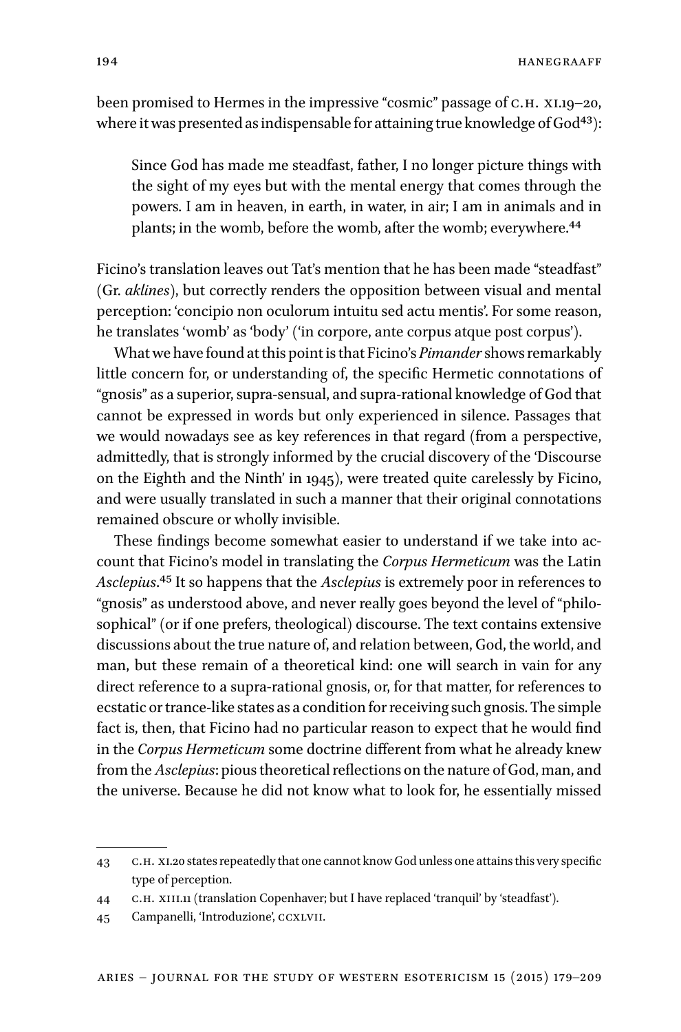been promised to Hermes in the impressive "cosmic" passage of C.H. XI.19–20, where it was presented as indispensable for attaining true knowledge of God[43]):

> Since God has made me steadfast, father, I no longer picture things with the sight of my eyes but with the mental energy that comes through the powers. I am in heaven, in earth, in water, in air; I am in animals and in plants; in the womb, before the womb, after the womb; everywhere.[44]

Ficino's translation leaves out Tat's mention that he has been made "steadfast" (Gr. *aklines*), but correctly renders the opposition between visual and mental perception: 'concipio non oculorum intuitu sed actu mentis'. For some reason, he translates 'womb' as 'body' ('in corpore, ante corpus atque post corpus').

What we have found at this point is that Ficino's *Pimander* shows remarkably little concern for, or understanding of, the specific Hermetic connotations of "gnosis" as a superior, supra-sensual, and supra-rational knowledge of God that cannot be expressed in words but only experienced in silence. Passages that we would nowadays see as key references in that regard (from a perspective, admittedly, that is strongly informed by the crucial discovery of the 'Discourse on the Eighth and the Ninth' in 1945), were treated quite carelessly by Ficino, and were usually translated in such a manner that their original connotations remained obscure or wholly invisible.

These findings become somewhat easier to understand if we take into account that Ficino's model in translating the *Corpus Hermeticum* was the Latin *Asclepius*.[45] It so happens that the *Asclepius* is extremely poor in references to "gnosis" as understood above, and never really goes beyond the level of "philosophical" (or if one prefers, theological) discourse. The text contains extensive discussions about the true nature of, and relation between, God, the world, and man, but these remain of a theoretical kind: one will search in vain for any direct reference to a supra-rational gnosis, or, for that matter, for references to ecstatic or trance-like states as a condition for receiving such gnosis. The simple fact is, then, that Ficino had no particular reason to expect that he would find in the *Corpus Hermeticum* some doctrine different from what he already knew from the *Asclepius*: pious theoretical reflections on the nature of God, man, and the universe. Because he did not know what to look for, he essentially missed

---

43 C.H. XI.20 states repeatedly that one cannot know God unless one attains this very specific type of perception.

44 C.H. XIII.11 (translation Copenhaver; but I have replaced 'tranquil' by 'steadfast').

45 Campanelli, 'Introduzione', CCXLVII.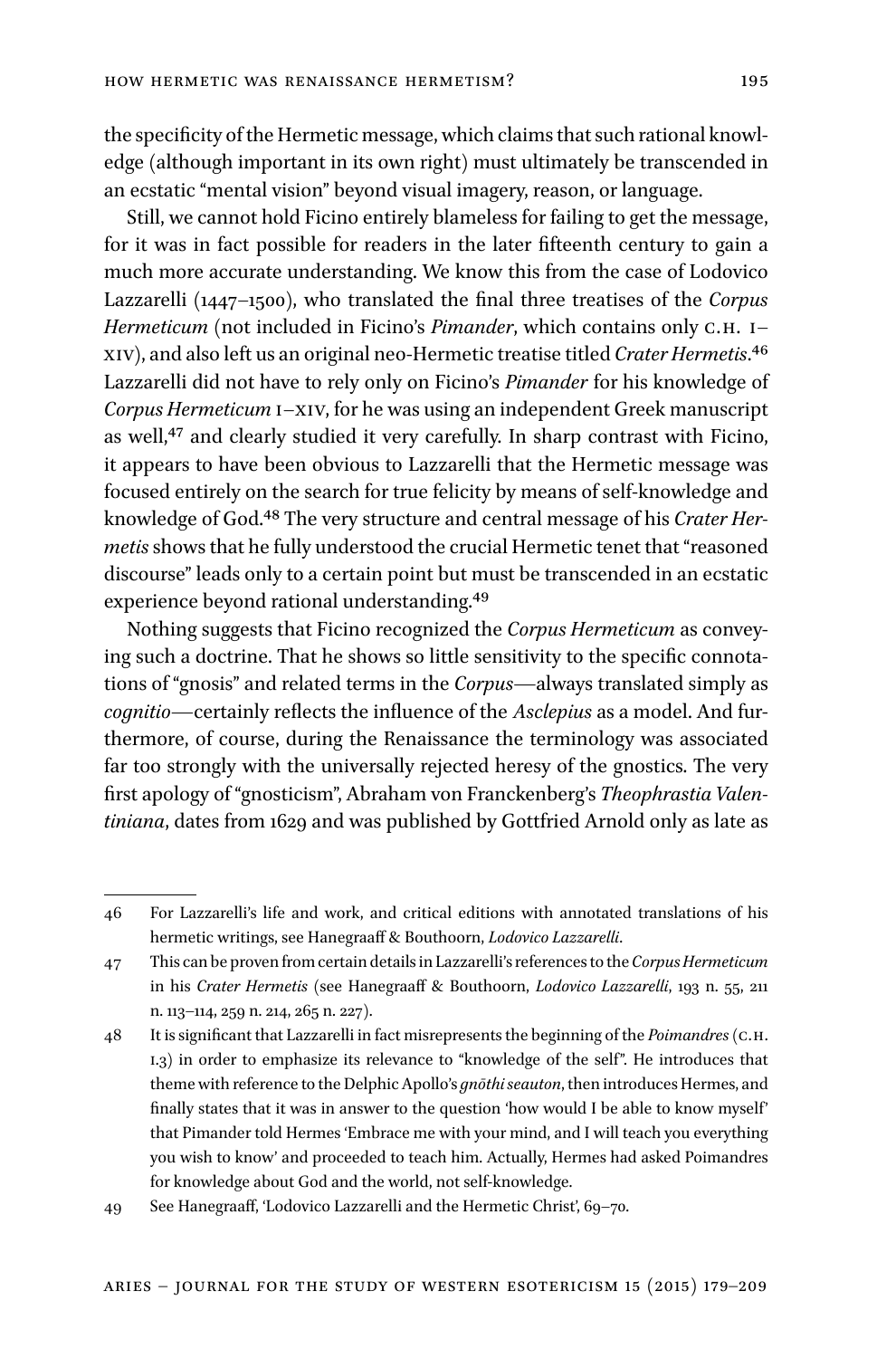the specificity of the Hermetic message, which claims that such rational knowledge (although important in its own right) must ultimately be transcended in an ecstatic "mental vision" beyond visual imagery, reason, or language.

Still, we cannot hold Ficino entirely blameless for failing to get the message, for it was in fact possible for readers in the later fifteenth century to gain a much more accurate understanding. We know this from the case of Lodovico Lazzarelli (1447–1500), who translated the final three treatises of the *Corpus Hermeticum* (not included in Ficino's *Pimander*, which contains only C.H. I–XIV), and also left us an original neo-Hermetic treatise titled *Crater Hermetis*.[46] Lazzarelli did not have to rely only on Ficino's *Pimander* for his knowledge of *Corpus Hermeticum* I–XIV, for he was using an independent Greek manuscript as well,[47] and clearly studied it very carefully. In sharp contrast with Ficino, it appears to have been obvious to Lazzarelli that the Hermetic message was focused entirely on the search for true felicity by means of self-knowledge and knowledge of God.[48] The very structure and central message of his *Crater Hermetis* shows that he fully understood the crucial Hermetic tenet that "reasoned discourse" leads only to a certain point but must be transcended in an ecstatic experience beyond rational understanding.[49]

Nothing suggests that Ficino recognized the *Corpus Hermeticum* as conveying such a doctrine. That he shows so little sensitivity to the specific connotations of "gnosis" and related terms in the *Corpus*—always translated simply as *cognitio*—certainly reflects the influence of the *Asclepius* as a model. And furthermore, of course, during the Renaissance the terminology was associated far too strongly with the universally rejected heresy of the gnostics. The very first apology of "gnosticism", Abraham von Franckenberg's *Theophrastia Valentiniana*, dates from 1629 and was published by Gottfried Arnold only as late as

---

46 For Lazzarelli's life and work, and critical editions with annotated translations of his hermetic writings, see Hanegraaff & Bouthoorn, *Lodovico Lazzarelli*.

47 This can be proven from certain details in Lazzarelli's references to the *Corpus Hermeticum* in his *Crater Hermetis* (see Hanegraaff & Bouthoorn, *Lodovico Lazzarelli*, 193 n. 55, 211 n. 113–114, 259 n. 214, 265 n. 227).

48 It is significant that Lazzarelli in fact misrepresents the beginning of the *Poimandres* (C.H. I.3) in order to emphasize its relevance to "knowledge of the self". He introduces that theme with reference to the Delphic Apollo's *gnōthi seauton*, then introduces Hermes, and finally states that it was in answer to the question 'how would I be able to know myself' that Pimander told Hermes 'Embrace me with your mind, and I will teach you everything you wish to know' and proceeded to teach him. Actually, Hermes had asked Poimandres for knowledge about God and the world, not self-knowledge.

49 See Hanegraaff, 'Lodovico Lazzarelli and the Hermetic Christ', 69–70.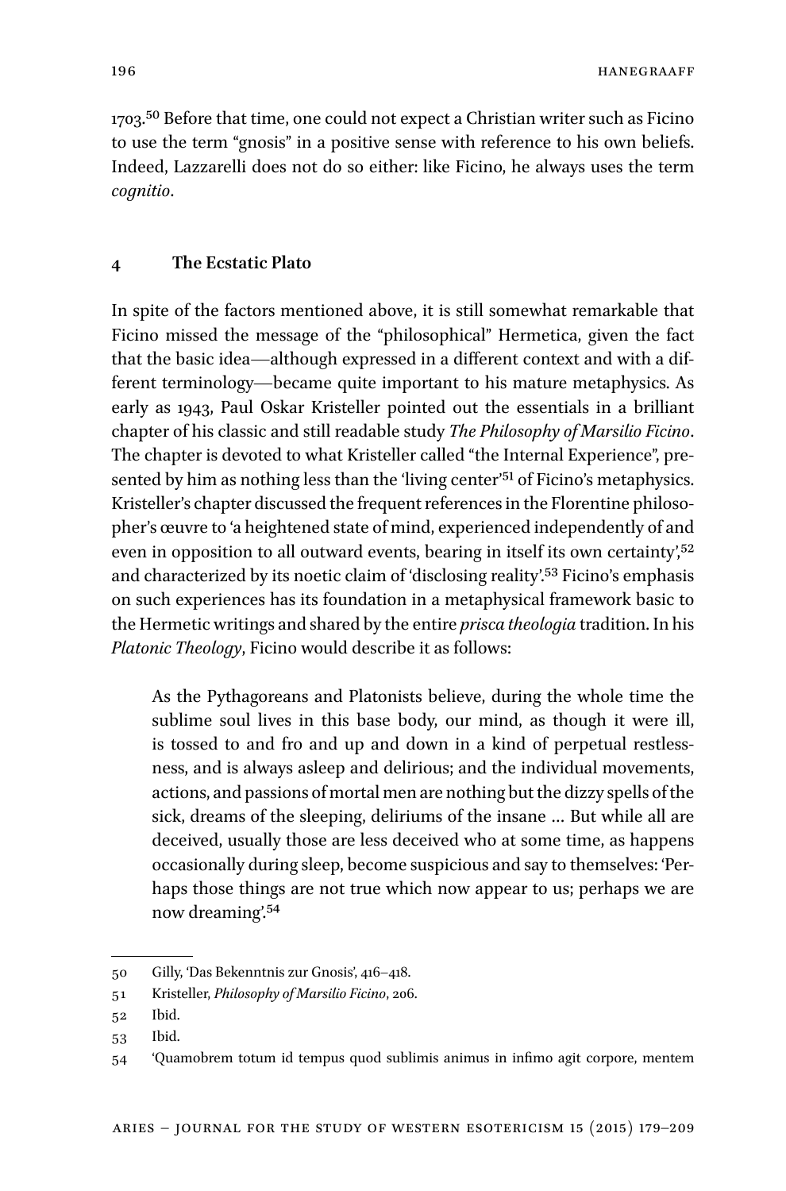1703.[50] Before that time, one could not expect a Christian writer such as Ficino to use the term "gnosis" in a positive sense with reference to his own beliefs. Indeed, Lazzarelli does not do so either: like Ficino, he always uses the term *cognitio*.

## 4 The Ecstatic Plato

In spite of the factors mentioned above, it is still somewhat remarkable that Ficino missed the message of the "philosophical" Hermetica, given the fact that the basic idea—although expressed in a different context and with a different terminology—became quite important to his mature metaphysics. As early as 1943, Paul Oskar Kristeller pointed out the essentials in a brilliant chapter of his classic and still readable study *The Philosophy of Marsilio Ficino*. The chapter is devoted to what Kristeller called "the Internal Experience", presented by him as nothing less than the 'living center'[51] of Ficino's metaphysics. Kristeller's chapter discussed the frequent references in the Florentine philosopher's œuvre to 'a heightened state of mind, experienced independently of and even in opposition to all outward events, bearing in itself its own certainty',[52] and characterized by its noetic claim of 'disclosing reality'.[53] Ficino's emphasis on such experiences has its foundation in a metaphysical framework basic to the Hermetic writings and shared by the entire *prisca theologia* tradition. In his *Platonic Theology*, Ficino would describe it as follows:

> As the Pythagoreans and Platonists believe, during the whole time the sublime soul lives in this base body, our mind, as though it were ill, is tossed to and fro and up and down in a kind of perpetual restlessness, and is always asleep and delirious; and the individual movements, actions, and passions of mortal men are nothing but the dizzy spells of the sick, dreams of the sleeping, deliriums of the insane … But while all are deceived, usually those are less deceived who at some time, as happens occasionally during sleep, become suspicious and say to themselves: 'Perhaps those things are not true which now appear to us; perhaps we are now dreaming'.[54]

---

50 Gilly, 'Das Bekenntnis zur Gnosis', 416–418.

51 Kristeller, *Philosophy of Marsilio Ficino*, 206.

52 Ibid.

53 Ibid.

54 'Quamobrem totum id tempus quod sublimis animus in infimo agit corpore, mentem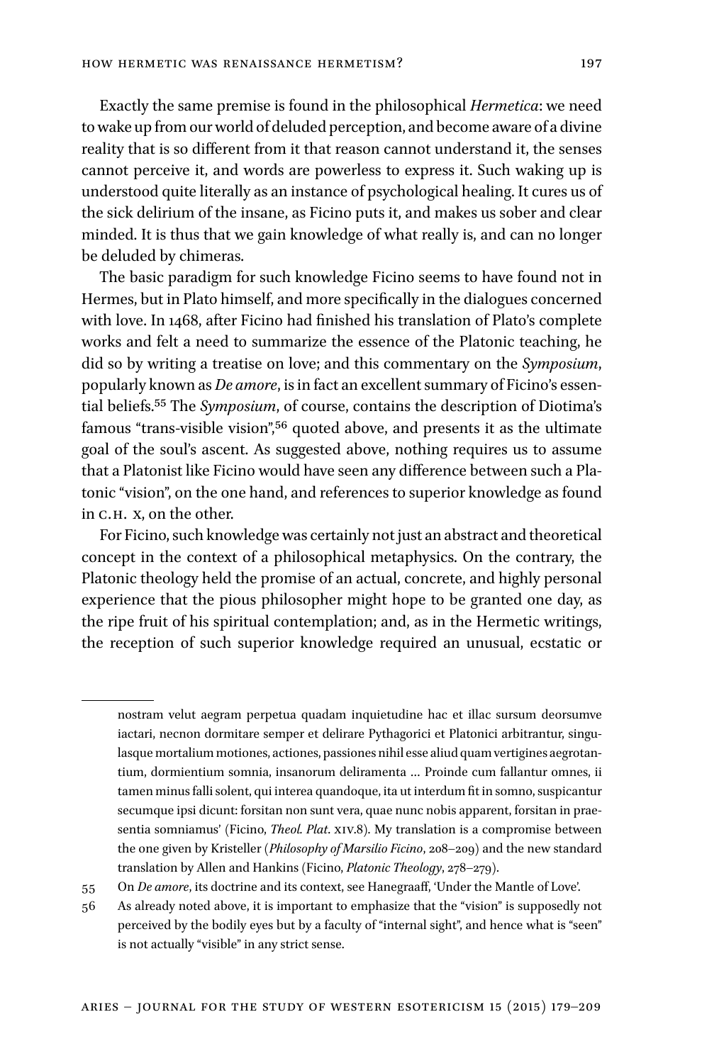Exactly the same premise is found in the philosophical *Hermetica*: we need to wake up from our world of deluded perception, and become aware of a divine reality that is so different from it that reason cannot understand it, the senses cannot perceive it, and words are powerless to express it. Such waking up is understood quite literally as an instance of psychological healing. It cures us of the sick delirium of the insane, as Ficino puts it, and makes us sober and clear minded. It is thus that we gain knowledge of what really is, and can no longer be deluded by chimeras.

The basic paradigm for such knowledge Ficino seems to have found not in Hermes, but in Plato himself, and more specifically in the dialogues concerned with love. In 1468, after Ficino had finished his translation of Plato's complete works and felt a need to summarize the essence of the Platonic teaching, he did so by writing a treatise on love; and this commentary on the *Symposium*, popularly known as *De amore*, is in fact an excellent summary of Ficino's essential beliefs.[55] The *Symposium*, of course, contains the description of Diotima's famous "trans-visible vision",[56] quoted above, and presents it as the ultimate goal of the soul's ascent. As suggested above, nothing requires us to assume that a Platonist like Ficino would have seen any difference between such a Platonic "vision", on the one hand, and references to superior knowledge as found in C.H. X, on the other.

For Ficino, such knowledge was certainly not just an abstract and theoretical concept in the context of a philosophical metaphysics. On the contrary, the Platonic theology held the promise of an actual, concrete, and highly personal experience that the pious philosopher might hope to be granted one day, as the ripe fruit of his spiritual contemplation; and, as in the Hermetic writings, the reception of such superior knowledge required an unusual, ecstatic or

---

nostram velut aegram perpetua quadam inquietudine hac et illac sursum deorsumve iactari, necnon dormitare semper et delirare Pythagorici et Platonici arbitrantur, singulasque mortalium motiones, actiones, passiones nihil esse aliud quam vertigines aegrotantium, dormientium somnia, insanorum deliramenta … Proinde cum fallantur omnes, ii tamen minus falli solent, qui interea quandoque, ita ut interdum fit in somno, suspicantur secumque ipsi dicunt: forsitan non sunt vera, quae nunc nobis apparent, forsitan in praesentia somniamus' (Ficino, *Theol. Plat.* XIV.8). My translation is a compromise between the one given by Kristeller (*Philosophy of Marsilio Ficino*, 208–209) and the new standard translation by Allen and Hankins (Ficino, *Platonic Theology*, 278–279).

55 On *De amore*, its doctrine and its context, see Hanegraaff, 'Under the Mantle of Love'.

56 As already noted above, it is important to emphasize that the "vision" is supposedly not perceived by the bodily eyes but by a faculty of "internal sight", and hence what is "seen" is not actually "visible" in any strict sense.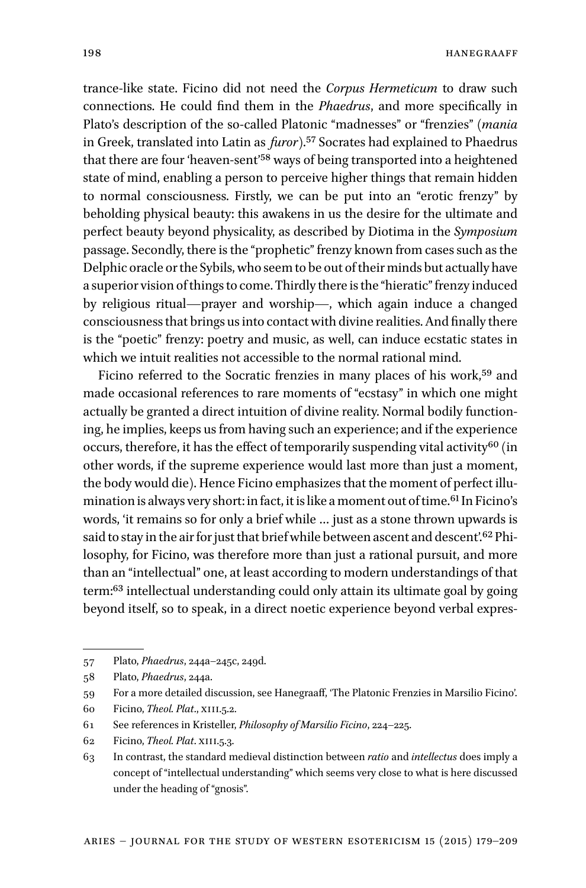trance-like state. Ficino did not need the *Corpus Hermeticum* to draw such connections. He could find them in the *Phaedrus*, and more specifically in Plato's description of the so-called Platonic "madnesses" or "frenzies" (*mania* in Greek, translated into Latin as *furor*).[57] Socrates had explained to Phaedrus that there are four 'heaven-sent'[58] ways of being transported into a heightened state of mind, enabling a person to perceive higher things that remain hidden to normal consciousness. Firstly, we can be put into an "erotic frenzy" by beholding physical beauty: this awakens in us the desire for the ultimate and perfect beauty beyond physicality, as described by Diotima in the *Symposium* passage. Secondly, there is the "prophetic" frenzy known from cases such as the Delphic oracle or the Sybils, who seem to be out of their minds but actually have a superior vision of things to come. Thirdly there is the "hieratic" frenzy induced by religious ritual—prayer and worship—, which again induce a changed consciousness that brings us into contact with divine realities. And finally there is the "poetic" frenzy: poetry and music, as well, can induce ecstatic states in which we intuit realities not accessible to the normal rational mind.

Ficino referred to the Socratic frenzies in many places of his work,[59] and made occasional references to rare moments of "ecstasy" in which one might actually be granted a direct intuition of divine reality. Normal bodily functioning, he implies, keeps us from having such an experience; and if the experience occurs, therefore, it has the effect of temporarily suspending vital activity[60] (in other words, if the supreme experience would last more than just a moment, the body would die). Hence Ficino emphasizes that the moment of perfect illumination is always very short: in fact, it is like a moment out of time.[61] In Ficino's words, 'it remains so for only a brief while … just as a stone thrown upwards is said to stay in the air for just that brief while between ascent and descent'.[62] Philosophy, for Ficino, was therefore more than just a rational pursuit, and more than an "intellectual" one, at least according to modern understandings of that term:[63] intellectual understanding could only attain its ultimate goal by going beyond itself, so to speak, in a direct noetic experience beyond verbal expres-

---

57 Plato, *Phaedrus*, 244a–245c, 249d.

58 Plato, *Phaedrus*, 244a.

59 For a more detailed discussion, see Hanegraaff, 'The Platonic Frenzies in Marsilio Ficino'.

60 Ficino, *Theol. Plat.*, XIII.5.2.

61 See references in Kristeller, *Philosophy of Marsilio Ficino*, 224–225.

62 Ficino, *Theol. Plat.* XIII.5.3.

63 In contrast, the standard medieval distinction between *ratio* and *intellectus* does imply a concept of "intellectual understanding" which seems very close to what is here discussed under the heading of "gnosis".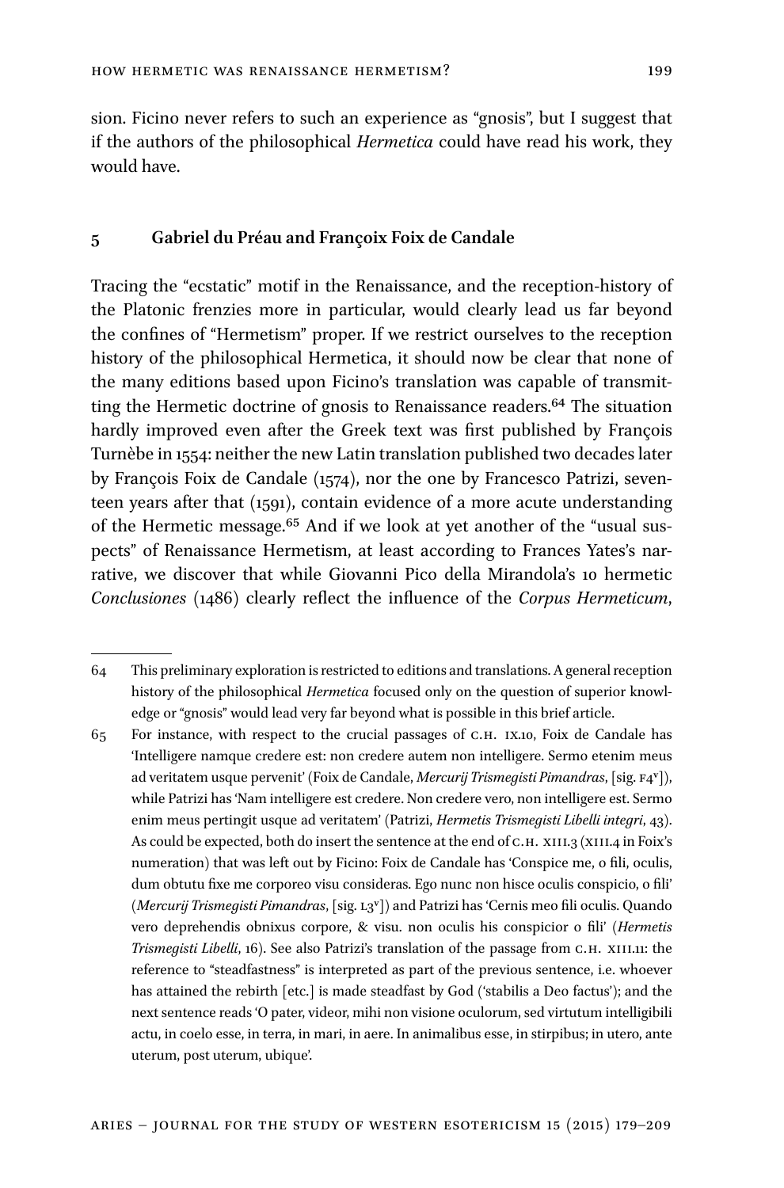sion. Ficino never refers to such an experience as "gnosis", but I suggest that if the authors of the philosophical *Hermetica* could have read his work, they would have.

## 5 Gabriel du Préau and Françoix Foix de Candale

Tracing the "ecstatic" motif in the Renaissance, and the reception-history of the Platonic frenzies more in particular, would clearly lead us far beyond the confines of "Hermetism" proper. If we restrict ourselves to the reception history of the philosophical Hermetica, it should now be clear that none of the many editions based upon Ficino's translation was capable of transmitting the Hermetic doctrine of gnosis to Renaissance readers.[64] The situation hardly improved even after the Greek text was first published by François Turnèbe in 1554: neither the new Latin translation published two decades later by François Foix de Candale (1574), nor the one by Francesco Patrizi, seventeen years after that (1591), contain evidence of a more acute understanding of the Hermetic message.[65] And if we look at yet another of the "usual suspects" of Renaissance Hermetism, at least according to Frances Yates's narrative, we discover that while Giovanni Pico della Mirandola's 10 hermetic *Conclusiones* (1486) clearly reflect the influence of the *Corpus Hermeticum*,

---

64 This preliminary exploration is restricted to editions and translations. A general reception history of the philosophical *Hermetica* focused only on the question of superior knowledge or "gnosis" would lead very far beyond what is possible in this brief article.

65 For instance, with respect to the crucial passages of C.H. IX.10, Foix de Candale has 'Intelligere namque credere est: non credere autem non intelligere. Sermo etenim meus ad veritatem usque pervenit' (Foix de Candale, *Mercurij Trismegisti Pimandras*, [sig. F4v]), while Patrizi has 'Nam intelligere est credere. Non credere vero, non intelligere est. Sermo enim meus pertingit usque ad veritatem' (Patrizi, *Hermetis Trismegisti Libelli integri*, 43). As could be expected, both do insert the sentence at the end of C.H. XIII.3 (XIII.4 in Foix's numeration) that was left out by Ficino: Foix de Candale has 'Conspice me, o fili, oculis, dum obtutu fixe me corporeo visu consideras. Ego nunc non hisce oculis conspicio, o fili' (*Mercurij Trismegisti Pimandras*, [sig. L3v]) and Patrizi has 'Cernis meo fili oculis. Quando vero deprehendis obnixus corpore, & visu. non oculis his conspicior o fili' (*Hermetis Trismegisti Libelli*, 16). See also Patrizi's translation of the passage from C.H. XIII.11: the reference to "steadfastness" is interpreted as part of the previous sentence, i.e. whoever has attained the rebirth [etc.] is made steadfast by God ('stabilis a Deo factus'); and the next sentence reads 'O pater, videor, mihi non visione oculorum, sed virtutum intelligibili actu, in coelo esse, in terra, in mari, in aere. In animalibus esse, in stirpibus; in utero, ante uterum, post uterum, ubique'.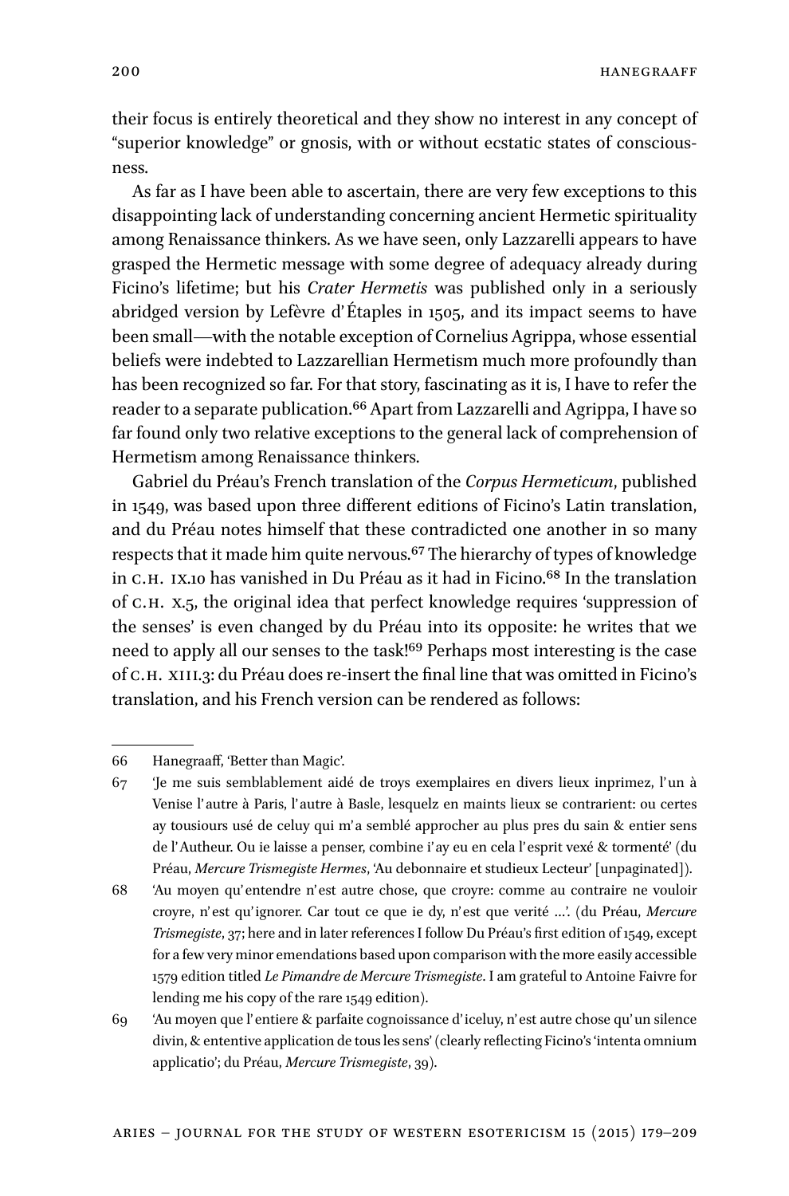their focus is entirely theoretical and they show no interest in any concept of "superior knowledge" or gnosis, with or without ecstatic states of consciousness.

As far as I have been able to ascertain, there are very few exceptions to this disappointing lack of understanding concerning ancient Hermetic spirituality among Renaissance thinkers. As we have seen, only Lazzarelli appears to have grasped the Hermetic message with some degree of adequacy already during Ficino's lifetime; but his *Crater Hermetis* was published only in a seriously abridged version by Lefèvre d'Étaples in 1505, and its impact seems to have been small—with the notable exception of Cornelius Agrippa, whose essential beliefs were indebted to Lazzarellian Hermetism much more profoundly than has been recognized so far. For that story, fascinating as it is, I have to refer the reader to a separate publication.[66] Apart from Lazzarelli and Agrippa, I have so far found only two relative exceptions to the general lack of comprehension of Hermetism among Renaissance thinkers.

Gabriel du Préau's French translation of the *Corpus Hermeticum*, published in 1549, was based upon three different editions of Ficino's Latin translation, and du Préau notes himself that these contradicted one another in so many respects that it made him quite nervous.[67] The hierarchy of types of knowledge in C.H. IX.10 has vanished in Du Préau as it had in Ficino.[68] In the translation of C.H. X.5, the original idea that perfect knowledge requires 'suppression of the senses' is even changed by du Préau into its opposite: he writes that we need to apply all our senses to the task![69] Perhaps most interesting is the case of C.H. XIII.3: du Préau does re-insert the final line that was omitted in Ficino's translation, and his French version can be rendered as follows:

---

66 Hanegraaff, 'Better than Magic'.

67 'Je me suis semblablement aidé de troys exemplaires en divers lieux inprimez, l'un à Venise l'autre à Paris, l'autre à Basle, lesquelz en maints lieux se contrarient: ou certes ay tousiours usé de celuy qui m'a semblé approcher au plus pres du sain & entier sens de l'Autheur. Ou ie laisse a penser, combine i'ay eu en cela l'esprit vexé & tormenté' (du Préau, *Mercure Trismegiste Hermes*, 'Au debonnaire et studieux Lecteur' [unpaginated]).

68 'Au moyen qu'entendre n'est autre chose, que croyre: comme au contraire ne vouloir croyre, n'est qu'ignorer. Car tout ce que ie dy, n'est que verité …'. (du Préau, *Mercure Trismegiste*, 37; here and in later references I follow Du Préau's first edition of 1549, except for a few very minor emendations based upon comparison with the more easily accessible 1579 edition titled *Le Pimandre de Mercure Trismegiste*. I am grateful to Antoine Faivre for lending me his copy of the rare 1549 edition).

69 'Au moyen que l'entiere & parfaite cognoissance d'iceluy, n'est autre chose qu'un silence divin, & ententive application de tous les sens' (clearly reflecting Ficino's 'intenta omnium applicatio'; du Préau, *Mercure Trismegiste*, 39).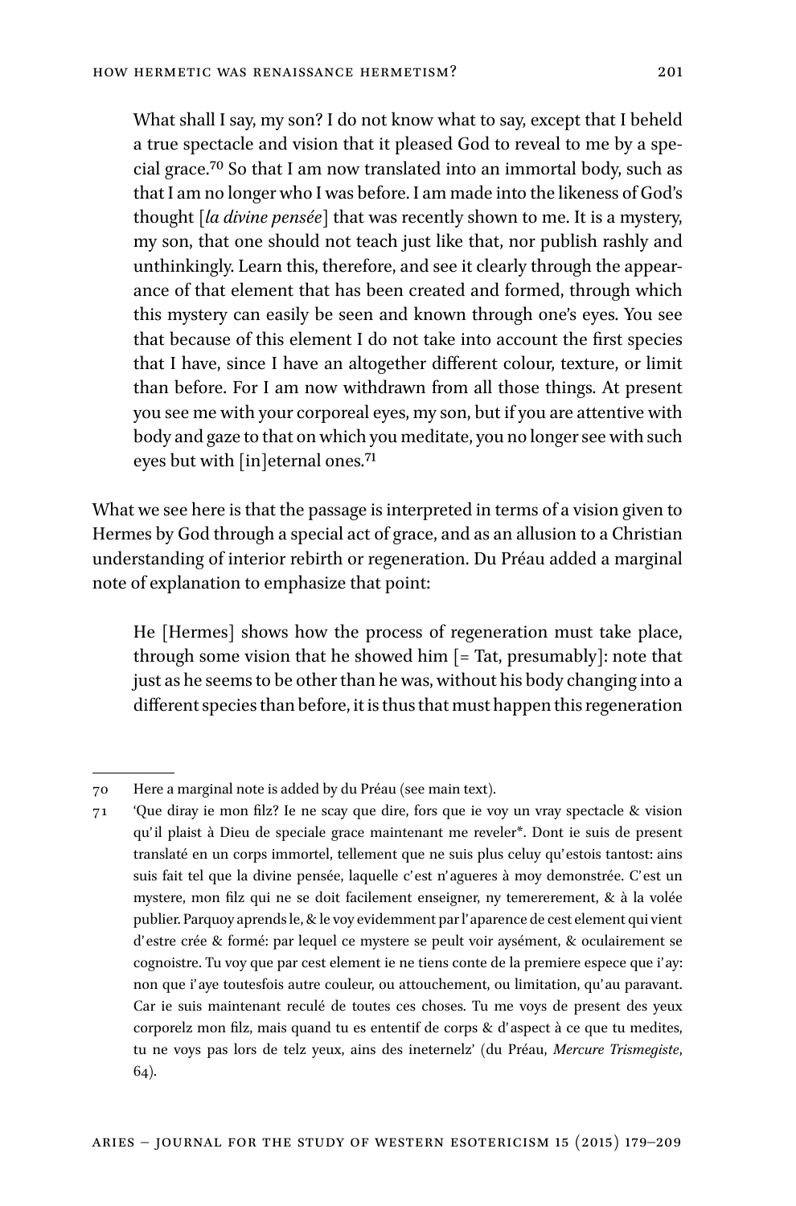> What shall I say, my son? I do not know what to say, except that I beheld a true spectacle and vision that it pleased God to reveal to me by a special grace.[70] So that I am now translated into an immortal body, such as that I am no longer who I was before. I am made into the likeness of God's thought [*la divine pensée*] that was recently shown to me. It is a mystery, my son, that one should not teach just like that, nor publish rashly and unthinkingly. Learn this, therefore, and see it clearly through the appearance of that element that has been created and formed, through which this mystery can easily be seen and known through one's eyes. You see that because of this element I do not take into account the first species that I have, since I have an altogether different colour, texture, or limit than before. For I am now withdrawn from all those things. At present you see me with your corporeal eyes, my son, but if you are attentive with body and gaze to that on which you meditate, you no longer see with such eyes but with [in]eternal ones.[71]

What we see here is that the passage is interpreted in terms of a vision given to Hermes by God through a special act of grace, and as an allusion to a Christian understanding of interior rebirth or regeneration. Du Préau added a marginal note of explanation to emphasize that point:

> He [Hermes] shows how the process of regeneration must take place, through some vision that he showed him [= Tat, presumably]: note that just as he seems to be other than he was, without his body changing into a different species than before, it is thus that must happen this regeneration

---

70 Here a marginal note is added by du Préau (see main text).

71 'Que diray ie mon filz? Ie ne scay que dire, fors que ie voy un vray spectacle & vision qu'il plaist à Dieu de speciale grace maintenant me reveler*. Dont ie suis de present translaté en un corps immortel, tellement que ne suis plus celuy qu'estois tantost: ains suis fait tel que la divine pensée, laquelle c'est n'agueres à moy demonstrée. C'est un mystere, mon filz qui ne se doit facilement enseigner, ny temerererement, & à la volée publier. Parquoy aprends le, & le voy evidemment par l'aparence de cest element qui vient d'estre crée & formé: par lequel ce mystere se peult voir aysément, & oculairement se cognoistre. Tu voy que par cest element ie ne tiens conte de la premiere espece que i'ay: non que i'aye toutesfois autre couleur, ou attouchement, ou limitation, qu'au paravant. Car ie suis maintenant reculé de toutes ces choses. Tu me voys de present des yeux corporelz mon filz, mais quand tu es ententif de corps & d'aspect à ce que tu medites, tu ne voys pas lors de telz yeux, ains des ineternelz' (du Préau, *Mercure Trismegiste*, 64).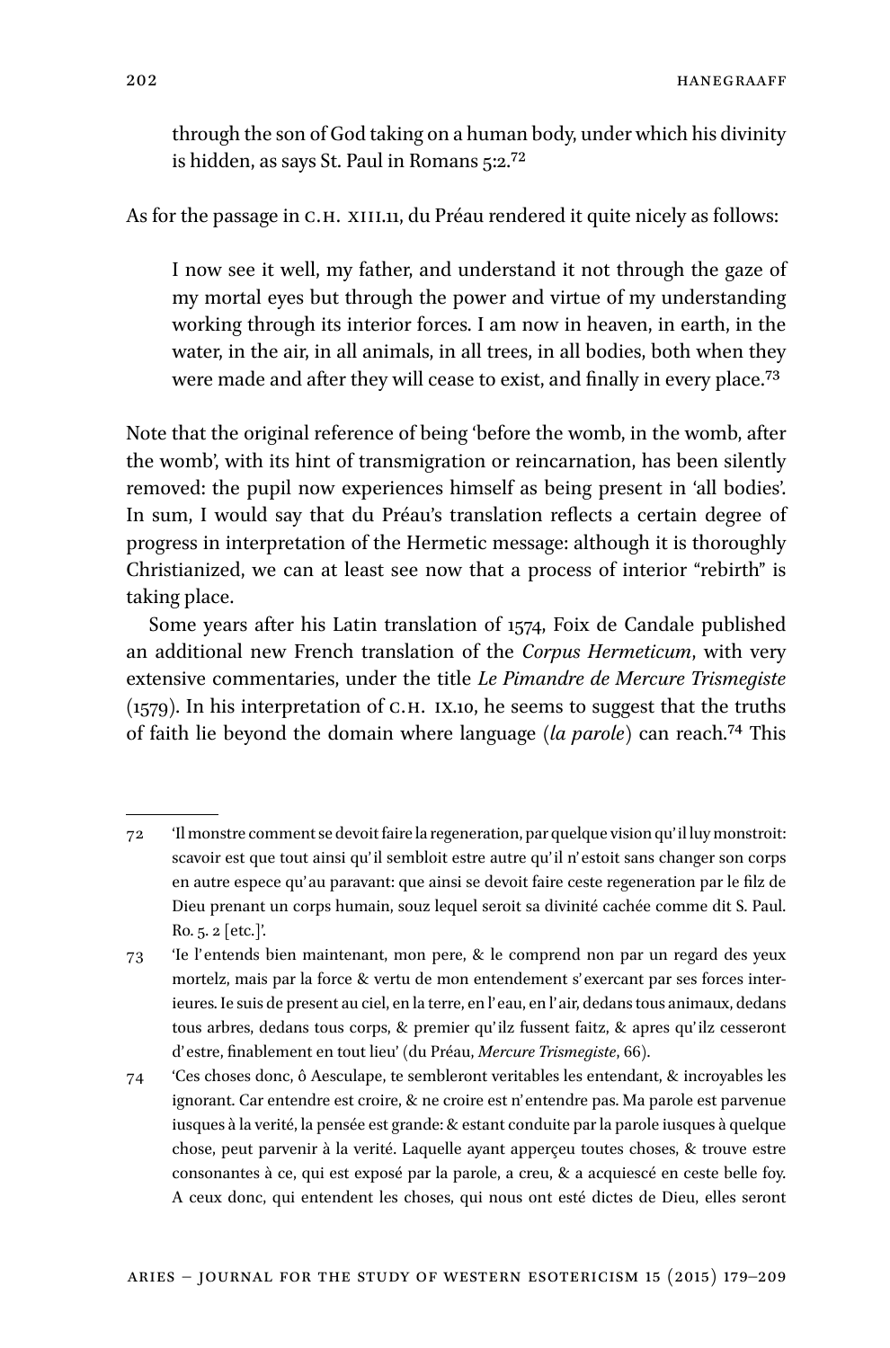through the son of God taking on a human body, under which his divinity is hidden, as says St. Paul in Romans 5:2.[72]

As for the passage in C.H. XIII.11, du Préau rendered it quite nicely as follows:

> I now see it well, my father, and understand it not through the gaze of my mortal eyes but through the power and virtue of my understanding working through its interior forces. I am now in heaven, in earth, in the water, in the air, in all animals, in all trees, in all bodies, both when they were made and after they will cease to exist, and finally in every place.[73]

Note that the original reference of being 'before the womb, in the womb, after the womb', with its hint of transmigration or reincarnation, has been silently removed: the pupil now experiences himself as being present in 'all bodies'. In sum, I would say that du Préau's translation reflects a certain degree of progress in interpretation of the Hermetic message: although it is thoroughly Christianized, we can at least see now that a process of interior "rebirth" is taking place.

Some years after his Latin translation of 1574, Foix de Candale published an additional new French translation of the *Corpus Hermeticum*, with very extensive commentaries, under the title *Le Pimandre de Mercure Trismegiste* (1579). In his interpretation of C.H. IX.10, he seems to suggest that the truths of faith lie beyond the domain where language (*la parole*) can reach.[74] This

---

72 'Il monstre comment se devoit faire la regeneration, par quelque vision qu'il luy monstroit: scavoir est que tout ainsi qu'il sembloit estre autre qu'il n'estoit sans changer son corps en autre espece qu'au paravant: que ainsi se devoit faire ceste regeneration par le filz de Dieu prenant un corps humain, souz lequel seroit sa divinité cachée comme dit S. Paul. Ro. 5. 2 [etc.]'.

73 'Ie l'entends bien maintenant, mon pere, & le comprend non par un regard des yeux mortelz, mais par la force & vertu de mon entendement s'exercant par ses forces interieures. Ie suis de present au ciel, en la terre, en l'eau, en l'air, dedans tous animaux, dedans tous arbres, dedans tous corps, & premier qu'ilz fussent faitz, & apres qu'ilz cesseront d'estre, finablement en tout lieu' (du Préau, *Mercure Trismegiste*, 66).

74 'Ces choses donc, ô Aesculape, te sembleront veritables les entendant, & incroyables les ignorant. Car entendre est croire, & ne croire est n'entendre pas. Ma parole est parvenue iusques à la verité, la pensée est grande: & estant conduite par la parole iusques à quelque chose, peut parvenir à la verité. Laquelle ayant apperçeu toutes choses, & trouve estre consonantes à ce, qui est exposé par la parole, a creu, & a acquiescé en ceste belle foy. A ceux donc, qui entendent les choses, qui nous ont esté dictes de Dieu, elles seront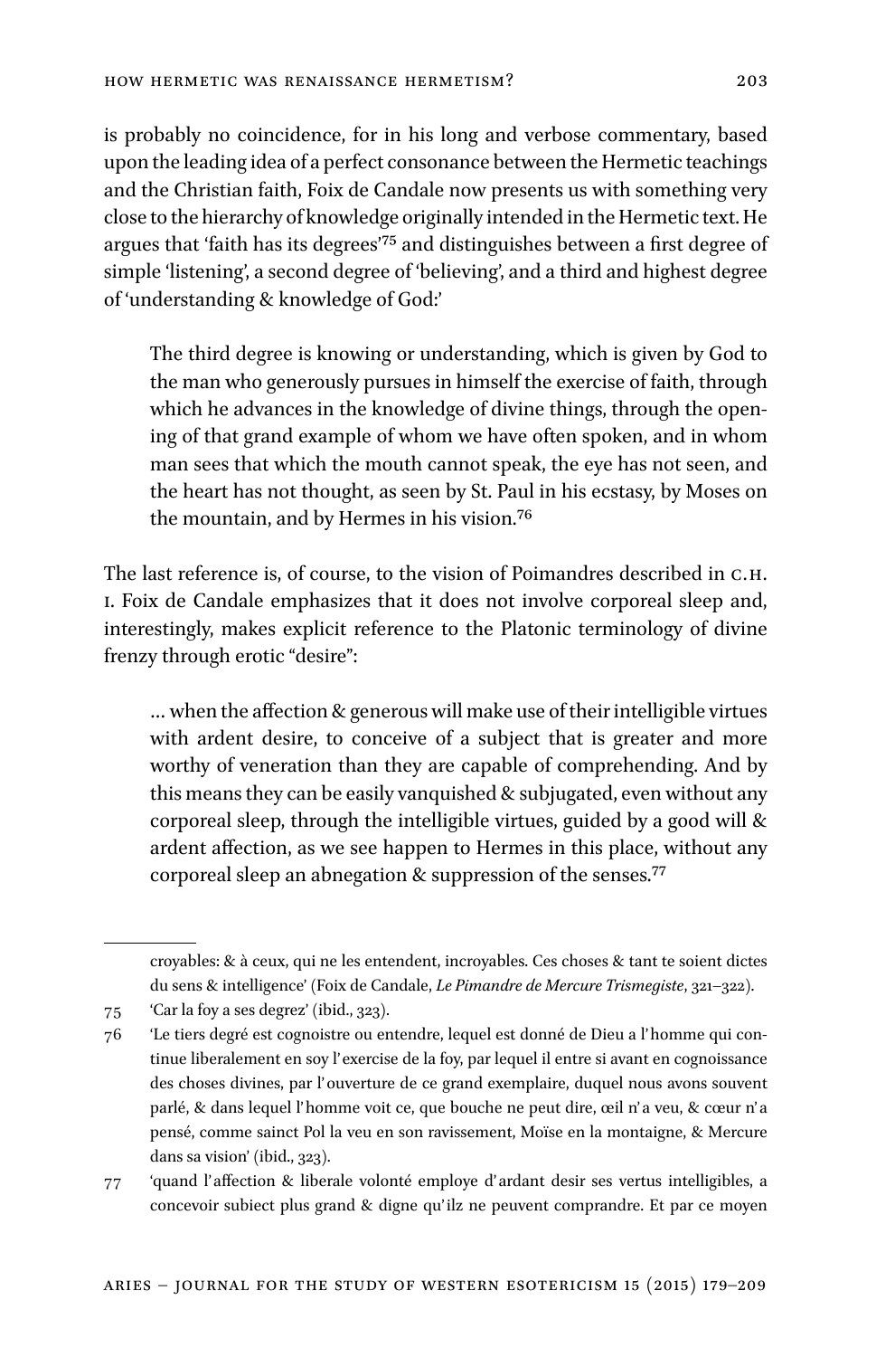is probably no coincidence, for in his long and verbose commentary, based upon the leading idea of a perfect consonance between the Hermetic teachings and the Christian faith, Foix de Candale now presents us with something very close to the hierarchy of knowledge originally intended in the Hermetic text. He argues that 'faith has its degrees'[75] and distinguishes between a first degree of simple 'listening', a second degree of 'believing', and a third and highest degree of 'understanding & knowledge of God:'

> The third degree is knowing or understanding, which is given by God to the man who generously pursues in himself the exercise of faith, through which he advances in the knowledge of divine things, through the opening of that grand example of whom we have often spoken, and in whom man sees that which the mouth cannot speak, the eye has not seen, and the heart has not thought, as seen by St. Paul in his ecstasy, by Moses on the mountain, and by Hermes in his vision.[76]

The last reference is, of course, to the vision of Poimandres described in C.H. I. Foix de Candale emphasizes that it does not involve corporeal sleep and, interestingly, makes explicit reference to the Platonic terminology of divine frenzy through erotic "desire":

> … when the affection & generous will make use of their intelligible virtues with ardent desire, to conceive of a subject that is greater and more worthy of veneration than they are capable of comprehending. And by this means they can be easily vanquished & subjugated, even without any corporeal sleep, through the intelligible virtues, guided by a good will & ardent affection, as we see happen to Hermes in this place, without any corporeal sleep an abnegation & suppression of the senses.[77]

---

croyables: & à ceux, qui ne les entendent, incroyables. Ces choses & tant te soient dictes du sens & intelligence' (Foix de Candale, *Le Pimandre de Mercure Trismegiste*, 321–322).

75 'Car la foy a ses degrez' (ibid., 323).

76 'Le tiers degré est cognoistre ou entendre, lequel est donné de Dieu a l'homme qui continue liberalement en soy l'exercise de la foy, par lequel il entre si avant en cognoissance des choses divines, par l'ouverture de ce grand exemplaire, duquel nous avons souvent parlé, & dans lequel l'homme voit ce, que bouche ne peut dire, œil n'a veu, & cœur n'a pensé, comme sainct Pol la veu en son ravissement, Moïse en la montaigne, & Mercure dans sa vision' (ibid., 323).

77 'quand l'affection & liberale volonté employe d'ardant desir ses vertus intelligibles, a concevoir subiect plus grand & digne qu'ilz ne peuvent comprandre. Et par ce moyen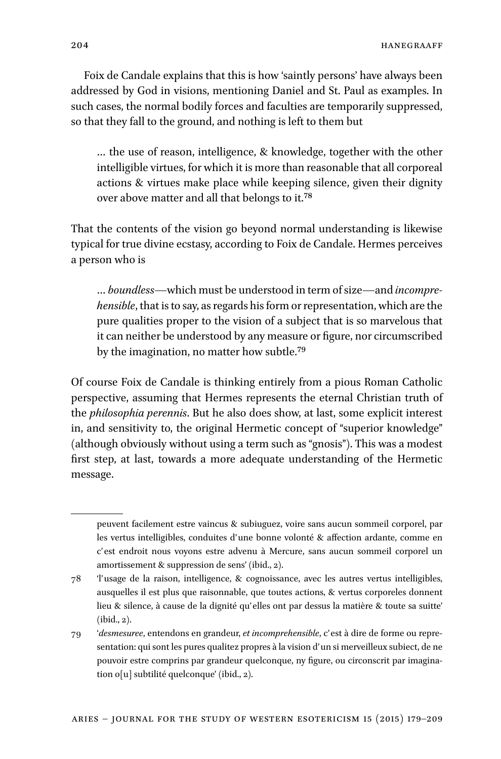Foix de Candale explains that this is how 'saintly persons' have always been addressed by God in visions, mentioning Daniel and St. Paul as examples. In such cases, the normal bodily forces and faculties are temporarily suppressed, so that they fall to the ground, and nothing is left to them but

> … the use of reason, intelligence, & knowledge, together with the other intelligible virtues, for which it is more than reasonable that all corporeal actions & virtues make place while keeping silence, given their dignity over above matter and all that belongs to it.[78]

That the contents of the vision go beyond normal understanding is likewise typical for true divine ecstasy, according to Foix de Candale. Hermes perceives a person who is

> … *boundless*—which must be understood in term of size—and *incomprehensible*, that is to say, as regards his form or representation, which are the pure qualities proper to the vision of a subject that is so marvelous that it can neither be understood by any measure or figure, nor circumscribed by the imagination, no matter how subtle.[79]

Of course Foix de Candale is thinking entirely from a pious Roman Catholic perspective, assuming that Hermes represents the eternal Christian truth of the *philosophia perennis*. But he also does show, at last, some explicit interest in, and sensitivity to, the original Hermetic concept of "superior knowledge" (although obviously without using a term such as "gnosis"). This was a modest first step, at last, towards a more adequate understanding of the Hermetic message.

---

peuvent facilement estre vaincus & subiuguez, voire sans aucun sommeil corporel, par les vertus intelligibles, conduites d'une bonne volonté & affection ardante, comme en c'est endroit nous voyons estre advenu à Mercure, sans aucun sommeil corporel un amortissement & suppression de sens' (ibid., 2).

78 'l'usage de la raison, intelligence, & cognoissance, avec les autres vertus intelligibles, ausquelles il est plus que raisonnable, que toutes actions, & vertus corporeles donnent lieu & silence, à cause de la dignité qu'elles ont par dessus la matière & toute sa suitte' (ibid., 2).

79 '*desmesuree*, entendons en grandeur, *et incomprehensible*, c'est à dire de forme ou representation: qui sont les pures qualitez propres à la vision d'un si merveilleux subiect, de ne pouvoir estre comprins par grandeur quelconque, ny figure, ou circonscrit par imagination o[u] subtilité quelconque' (ibid., 2).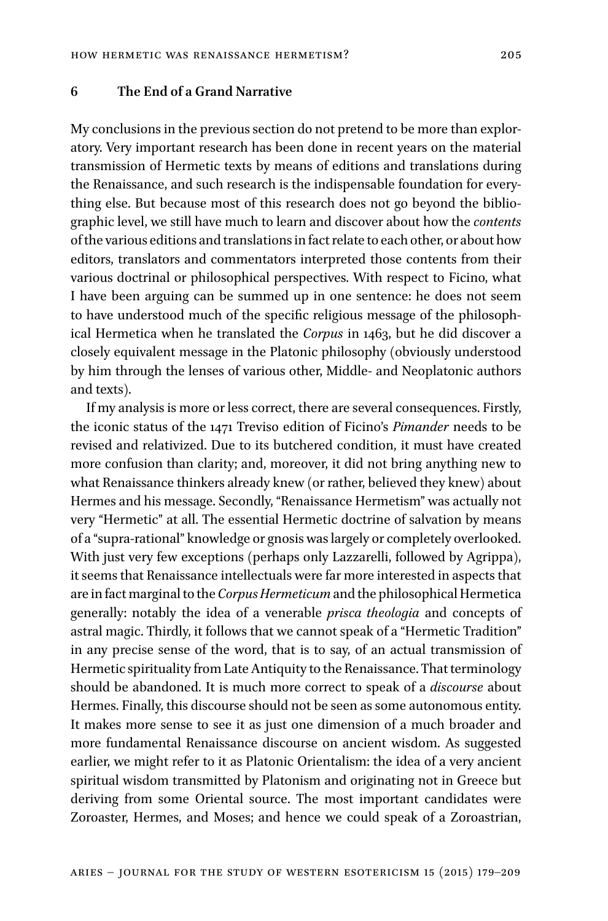## 6 The End of a Grand Narrative

My conclusions in the previous section do not pretend to be more than exploratory. Very important research has been done in recent years on the material transmission of Hermetic texts by means of editions and translations during the Renaissance, and such research is the indispensable foundation for everything else. But because most of this research does not go beyond the bibliographic level, we still have much to learn and discover about how the *contents* of the various editions and translations in fact relate to each other, or about how editors, translators and commentators interpreted those contents from their various doctrinal or philosophical perspectives. With respect to Ficino, what I have been arguing can be summed up in one sentence: he does not seem to have understood much of the specific religious message of the philosophical Hermetica when he translated the *Corpus* in 1463, but he did discover a closely equivalent message in the Platonic philosophy (obviously understood by him through the lenses of various other, Middle- and Neoplatonic authors and texts).

If my analysis is more or less correct, there are several consequences. Firstly, the iconic status of the 1471 Treviso edition of Ficino's *Pimander* needs to be revised and relativized. Due to its butchered condition, it must have created more confusion than clarity; and, moreover, it did not bring anything new to what Renaissance thinkers already knew (or rather, believed they knew) about Hermes and his message. Secondly, "Renaissance Hermetism" was actually not very "Hermetic" at all. The essential Hermetic doctrine of salvation by means of a "supra-rational" knowledge or gnosis was largely or completely overlooked. With just very few exceptions (perhaps only Lazzarelli, followed by Agrippa), it seems that Renaissance intellectuals were far more interested in aspects that are in fact marginal to the *Corpus Hermeticum* and the philosophical Hermetica generally: notably the idea of a venerable *prisca theologia* and concepts of astral magic. Thirdly, it follows that we cannot speak of a "Hermetic Tradition" in any precise sense of the word, that is to say, of an actual transmission of Hermetic spirituality from Late Antiquity to the Renaissance. That terminology should be abandoned. It is much more correct to speak of a *discourse* about Hermes. Finally, this discourse should not be seen as some autonomous entity. It makes more sense to see it as just one dimension of a much broader and more fundamental Renaissance discourse on ancient wisdom. As suggested earlier, we might refer to it as Platonic Orientalism: the idea of a very ancient spiritual wisdom transmitted by Platonism and originating not in Greece but deriving from some Oriental source. The most important candidates were Zoroaster, Hermes, and Moses; and hence we could speak of a Zoroastrian,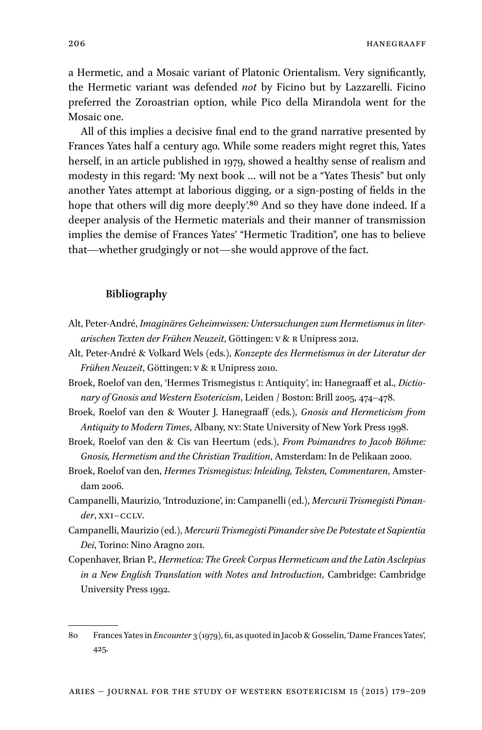a Hermetic, and a Mosaic variant of Platonic Orientalism. Very significantly, the Hermetic variant was defended *not* by Ficino but by Lazzarelli. Ficino preferred the Zoroastrian option, while Pico della Mirandola went for the Mosaic one.

All of this implies a decisive final end to the grand narrative presented by Frances Yates half a century ago. While some readers might regret this, Yates herself, in an article published in 1979, showed a healthy sense of realism and modesty in this regard: 'My next book … will not be a "Yates Thesis" but only another Yates attempt at laborious digging, or a sign-posting of fields in the hope that others will dig more deeply'.[80] And so they have done indeed. If a deeper analysis of the Hermetic materials and their manner of transmission implies the demise of Frances Yates' "Hermetic Tradition", one has to believe that—whether grudgingly or not—she would approve of the fact.

## Bibliography

Alt, Peter-André, *Imaginäres Geheimwissen: Untersuchungen zum Hermetismus in literarischen Texten der Frühen Neuzeit*, Göttingen: V & R Unipress 2012.

Alt, Peter-André & Volkard Wels (eds.), *Konzepte des Hermetismus in der Literatur der Frühen Neuzeit*, Göttingen: V & R Unipress 2010.

Broek, Roelof van den, 'Hermes Trismegistus I: Antiquity', in: Hanegraaff et al., *Dictionary of Gnosis and Western Esotericism*, Leiden / Boston: Brill 2005, 474–478.

Broek, Roelof van den & Wouter J. Hanegraaff (eds.), *Gnosis and Hermeticism from Antiquity to Modern Times*, Albany, NY: State University of New York Press 1998.

Broek, Roelof van den & Cis van Heertum (eds.), *From Poimandres to Jacob Böhme: Gnosis, Hermetism and the Christian Tradition*, Amsterdam: In de Pelikaan 2000.

Broek, Roelof van den, *Hermes Trismegistus: Inleiding, Teksten, Commentaren*, Amsterdam 2006.

Campanelli, Maurizio, 'Introduzione', in: Campanelli (ed.), *Mercurii Trismegisti Pimander*, XXI–CCLV.

Campanelli, Maurizio (ed.), *Mercurii Trismegisti Pimander sive De Potestate et Sapientia Dei*, Torino: Nino Aragno 2011.

Copenhaver, Brian P., *Hermetica: The Greek Corpus Hermeticum and the Latin Asclepius in a New English Translation with Notes and Introduction*, Cambridge: Cambridge University Press 1992.

---

80 Frances Yates in *Encounter* 3 (1979), 61, as quoted in Jacob & Gosselin, 'Dame Frances Yates', 425.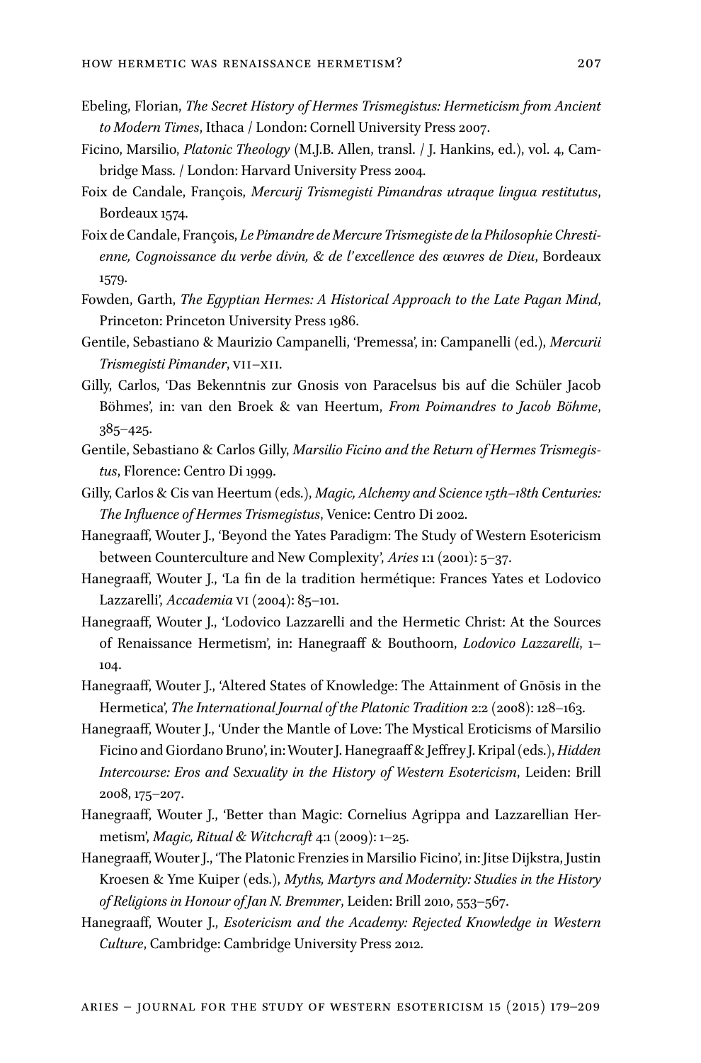Ebeling, Florian, *The Secret History of Hermes Trismegistus: Hermeticism from Ancient to Modern Times*, Ithaca / London: Cornell University Press 2007.

Ficino, Marsilio, *Platonic Theology* (M.J.B. Allen, transl. / J. Hankins, ed.), vol. 4, Cambridge Mass. / London: Harvard University Press 2004.

Foix de Candale, François, *Mercurij Trismegisti Pimandras utraque lingua restitutus*, Bordeaux 1574.

Foix de Candale, François, *Le Pimandre de Mercure Trismegiste de la Philosophie Chrestienne, Cognoissance du verbe divin, & de l'excellence des œuvres de Dieu*, Bordeaux 1579.

Fowden, Garth, *The Egyptian Hermes: A Historical Approach to the Late Pagan Mind*, Princeton: Princeton University Press 1986.

Gentile, Sebastiano & Maurizio Campanelli, 'Premessa', in: Campanelli (ed.), *Mercurii Trismegisti Pimander*, VII–XII.

Gilly, Carlos, 'Das Bekenntnis zur Gnosis von Paracelsus bis auf die Schüler Jacob Böhmes', in: van den Broek & van Heertum, *From Poimandres to Jacob Böhme*, 385–425.

Gentile, Sebastiano & Carlos Gilly, *Marsilio Ficino and the Return of Hermes Trismegistus*, Florence: Centro Di 1999.

Gilly, Carlos & Cis van Heertum (eds.), *Magic, Alchemy and Science 15th–18th Centuries: The Influence of Hermes Trismegistus*, Venice: Centro Di 2002.

Hanegraaff, Wouter J., 'Beyond the Yates Paradigm: The Study of Western Esotericism between Counterculture and New Complexity', *Aries* 1:1 (2001): 5–37.

Hanegraaff, Wouter J., 'La fin de la tradition hermétique: Frances Yates et Lodovico Lazzarelli', *Accademia* VI (2004): 85–101.

Hanegraaff, Wouter J., 'Lodovico Lazzarelli and the Hermetic Christ: At the Sources of Renaissance Hermetism', in: Hanegraaff & Bouthoorn, *Lodovico Lazzarelli*, 1–104.

Hanegraaff, Wouter J., 'Altered States of Knowledge: The Attainment of Gnōsis in the Hermetica', *The International Journal of the Platonic Tradition* 2:2 (2008): 128–163.

Hanegraaff, Wouter J., 'Under the Mantle of Love: The Mystical Eroticisms of Marsilio Ficino and Giordano Bruno', in: Wouter J. Hanegraaff & Jeffrey J. Kripal (eds.), *Hidden Intercourse: Eros and Sexuality in the History of Western Esotericism*, Leiden: Brill 2008, 175–207.

Hanegraaff, Wouter J., 'Better than Magic: Cornelius Agrippa and Lazzarellian Hermetism', *Magic, Ritual & Witchcraft* 4:1 (2009): 1–25.

Hanegraaff, Wouter J., 'The Platonic Frenzies in Marsilio Ficino', in: Jitse Dijkstra, Justin Kroesen & Yme Kuiper (eds.), *Myths, Martyrs and Modernity: Studies in the History of Religions in Honour of Jan N. Bremmer*, Leiden: Brill 2010, 553–567.

Hanegraaff, Wouter J., *Esotericism and the Academy: Rejected Knowledge in Western Culture*, Cambridge: Cambridge University Press 2012.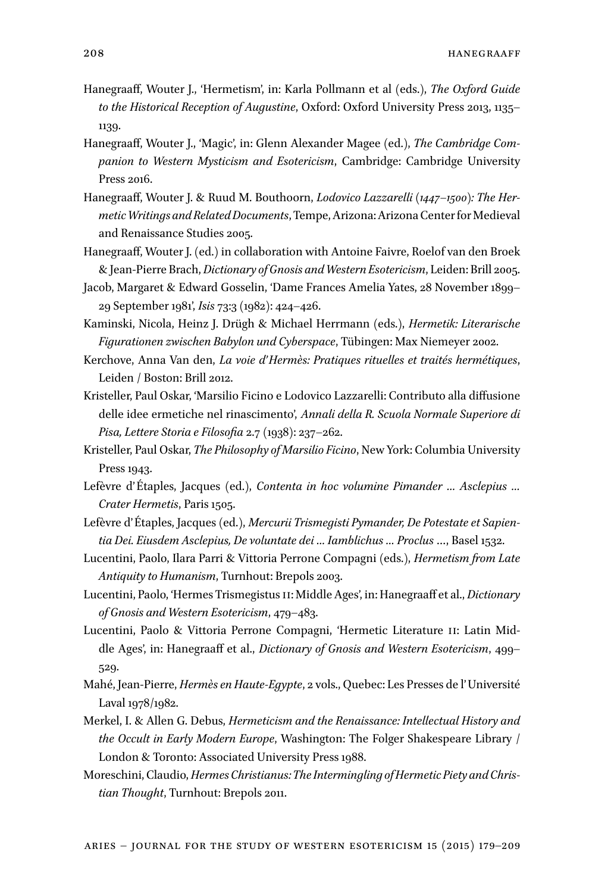Hanegraaff, Wouter J., 'Hermetism', in: Karla Pollmann et al (eds.), *The Oxford Guide to the Historical Reception of Augustine*, Oxford: Oxford University Press 2013, 1135–1139.

Hanegraaff, Wouter J., 'Magic', in: Glenn Alexander Magee (ed.), *The Cambridge Companion to Western Mysticism and Esotericism*, Cambridge: Cambridge University Press 2016.

Hanegraaff, Wouter J. & Ruud M. Bouthoorn, *Lodovico Lazzarelli (1447–1500): The Hermetic Writings and Related Documents*, Tempe, Arizona: Arizona Center for Medieval and Renaissance Studies 2005.

Hanegraaff, Wouter J. (ed.) in collaboration with Antoine Faivre, Roelof van den Broek & Jean-Pierre Brach, *Dictionary of Gnosis and Western Esotericism*, Leiden: Brill 2005.

Jacob, Margaret & Edward Gosselin, 'Dame Frances Amelia Yates, 28 November 1899–29 September 1981', *Isis* 73:3 (1982): 424–426.

Kaminski, Nicola, Heinz J. Drügh & Michael Herrmann (eds.), *Hermetik: Literarische Figurationen zwischen Babylon und Cyberspace*, Tübingen: Max Niemeyer 2002.

Kerchove, Anna Van den, *La voie d'Hermès: Pratiques rituelles et traités hermétiques*, Leiden / Boston: Brill 2012.

Kristeller, Paul Oskar, 'Marsilio Ficino e Lodovico Lazzarelli: Contributo alla diffusione delle idee ermetiche nel rinascimento', *Annali della R. Scuola Normale Superiore di Pisa, Lettere Storia e Filosofia* 2.7 (1938): 237–262.

Kristeller, Paul Oskar, *The Philosophy of Marsilio Ficino*, New York: Columbia University Press 1943.

Lefèvre d'Étaples, Jacques (ed.), *Contenta in hoc volumine Pimander … Asclepius … Crater Hermetis*, Paris 1505.

Lefèvre d'Étaples, Jacques (ed.), *Mercurii Trismegisti Pymander, De Potestate et Sapientia Dei. Eiusdem Asclepius, De voluntate dei … Iamblichus … Proclus …*, Basel 1532.

Lucentini, Paolo, Ilara Parri & Vittoria Perrone Compagni (eds.), *Hermetism from Late Antiquity to Humanism*, Turnhout: Brepols 2003.

Lucentini, Paolo, 'Hermes Trismegistus II: Middle Ages', in: Hanegraaff et al., *Dictionary of Gnosis and Western Esotericism*, 479–483.

Lucentini, Paolo & Vittoria Perrone Compagni, 'Hermetic Literature II: Latin Middle Ages', in: Hanegraaff et al., *Dictionary of Gnosis and Western Esotericism*, 499–529.

Mahé, Jean-Pierre, *Hermès en Haute-Egypte*, 2 vols., Quebec: Les Presses de l'Université Laval 1978/1982.

Merkel, I. & Allen G. Debus, *Hermeticism and the Renaissance: Intellectual History and the Occult in Early Modern Europe*, Washington: The Folger Shakespeare Library / London & Toronto: Associated University Press 1988.

Moreschini, Claudio, *Hermes Christianus: The Intermingling of Hermetic Piety and Christian Thought*, Turnhout: Brepols 2011.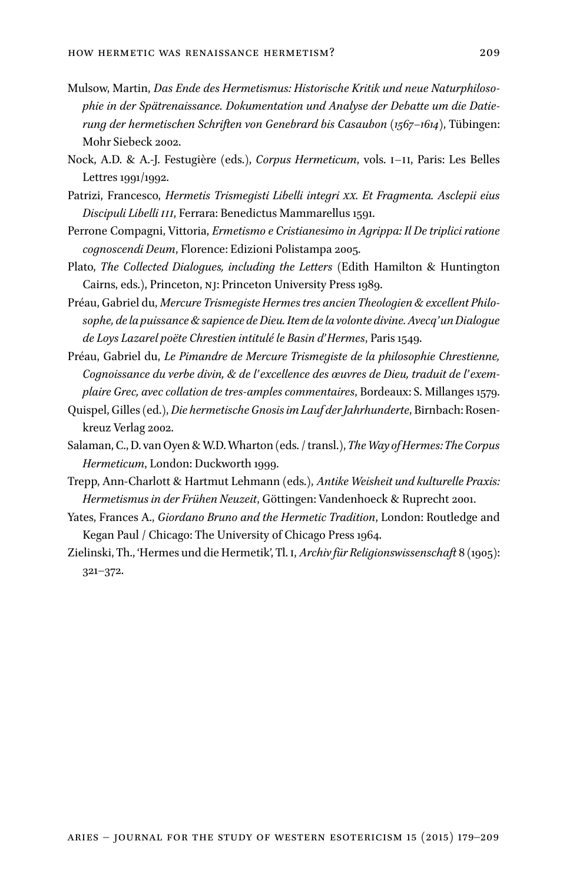Mulsow, Martin, *Das Ende des Hermetismus: Historische Kritik und neue Naturphilosophie in der Spätrenaissance. Dokumentation und Analyse der Debatte um die Datierung der hermetischen Schriften von Genebrard bis Casaubon (1567–1614)*, Tübingen: Mohr Siebeck 2002.

Nock, A.D. & A.-J. Festugière (eds.), *Corpus Hermeticum*, vols. I–II, Paris: Les Belles Lettres 1991/1992.

Patrizi, Francesco, *Hermetis Trismegisti Libelli integri XX. Et Fragmenta. Asclepii eius Discipuli Libelli III*, Ferrara: Benedictus Mammarellus 1591.

Perrone Compagni, Vittoria, *Ermetismo e Cristianesimo in Agrippa: Il De triplici ratione cognoscendi Deum*, Florence: Edizioni Polistampa 2005.

Plato, *The Collected Dialogues, including the Letters* (Edith Hamilton & Huntington Cairns, eds.), Princeton, NJ: Princeton University Press 1989.

Préau, Gabriel du, *Mercure Trismegiste Hermes tres ancien Theologien & excellent Philosophe, de la puissance & sapience de Dieu. Item de la volonte divine. Avecq' un Dialogue de Loys Lazarel poëte Chrestien intitulé le Basin d'Hermes*, Paris 1549.

Préau, Gabriel du, *Le Pimandre de Mercure Trismegiste de la philosophie Chrestienne, Cognoissance du verbe divin, & de l'excellence des œuvres de Dieu, traduit de l'exemplaire Grec, avec collation de tres-amples commentaires*, Bordeaux: S. Millanges 1579.

Quispel, Gilles (ed.), *Die hermetische Gnosis im Lauf der Jahrhunderte*, Birnbach: Rosenkreuz Verlag 2002.

Salaman, C., D. van Oyen & W.D. Wharton (eds. / transl.), *The Way of Hermes: The Corpus Hermeticum*, London: Duckworth 1999.

Trepp, Ann-Charlott & Hartmut Lehmann (eds.), *Antike Weisheit und kulturelle Praxis: Hermetismus in der Frühen Neuzeit*, Göttingen: Vandenhoeck & Ruprecht 2001.

Yates, Frances A., *Giordano Bruno and the Hermetic Tradition*, London: Routledge and Kegan Paul / Chicago: The University of Chicago Press 1964.

Zielinski, Th., 'Hermes und die Hermetik', Tl. I, *Archiv für Religionswissenschaft* 8 (1905): 321–372.